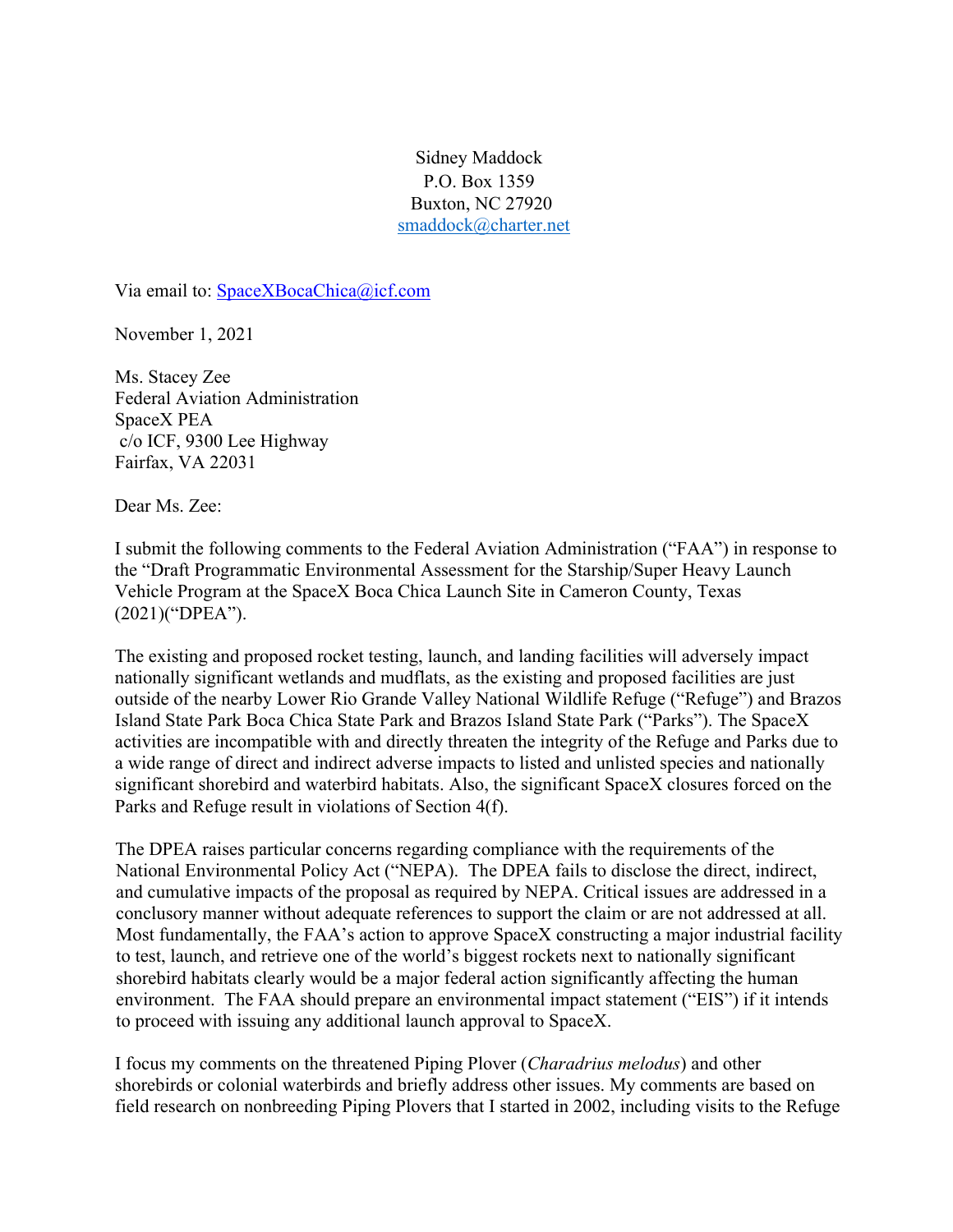Sidney Maddock
P.O. Box 1359
Buxton, NC 27920
smaddock@charter.net

Via email to: SpaceXBocaChica@icf.com

November 1, 2021

Ms. Stacey Zee
Federal Aviation Administration
SpaceX PEA
c/o ICF, 9300 Lee Highway
Fairfax, VA 22031

Dear Ms. Zee:

I submit the following comments to the Federal Aviation Administration ("FAA") in response to the "Draft Programmatic Environmental Assessment for the Starship/Super Heavy Launch Vehicle Program at the SpaceX Boca Chica Launch Site in Cameron County, Texas (2021)("DPEA").

The existing and proposed rocket testing, launch, and landing facilities will adversely impact nationally significant wetlands and mudflats, as the existing and proposed facilities are just outside of the nearby Lower Rio Grande Valley National Wildlife Refuge ("Refuge") and Brazos Island State Park Boca Chica State Park and Brazos Island State Park ("Parks"). The SpaceX activities are incompatible with and directly threaten the integrity of the Refuge and Parks due to a wide range of direct and indirect adverse impacts to listed and unlisted species and nationally significant shorebird and waterbird habitats. Also, the significant SpaceX closures forced on the Parks and Refuge result in violations of Section 4(f).

The DPEA raises particular concerns regarding compliance with the requirements of the National Environmental Policy Act ("NEPA). The DPEA fails to disclose the direct, indirect, and cumulative impacts of the proposal as required by NEPA. Critical issues are addressed in a conclusory manner without adequate references to support the claim or are not addressed at all. Most fundamentally, the FAA's action to approve SpaceX constructing a major industrial facility to test, launch, and retrieve one of the world's biggest rockets next to nationally significant shorebird habitats clearly would be a major federal action significantly affecting the human environment. The FAA should prepare an environmental impact statement ("EIS") if it intends to proceed with issuing any additional launch approval to SpaceX.

I focus my comments on the threatened Piping Plover (*Charadrius melodus*) and other shorebirds or colonial waterbirds and briefly address other issues. My comments are based on field research on nonbreeding Piping Plovers that I started in 2002, including visits to the Refuge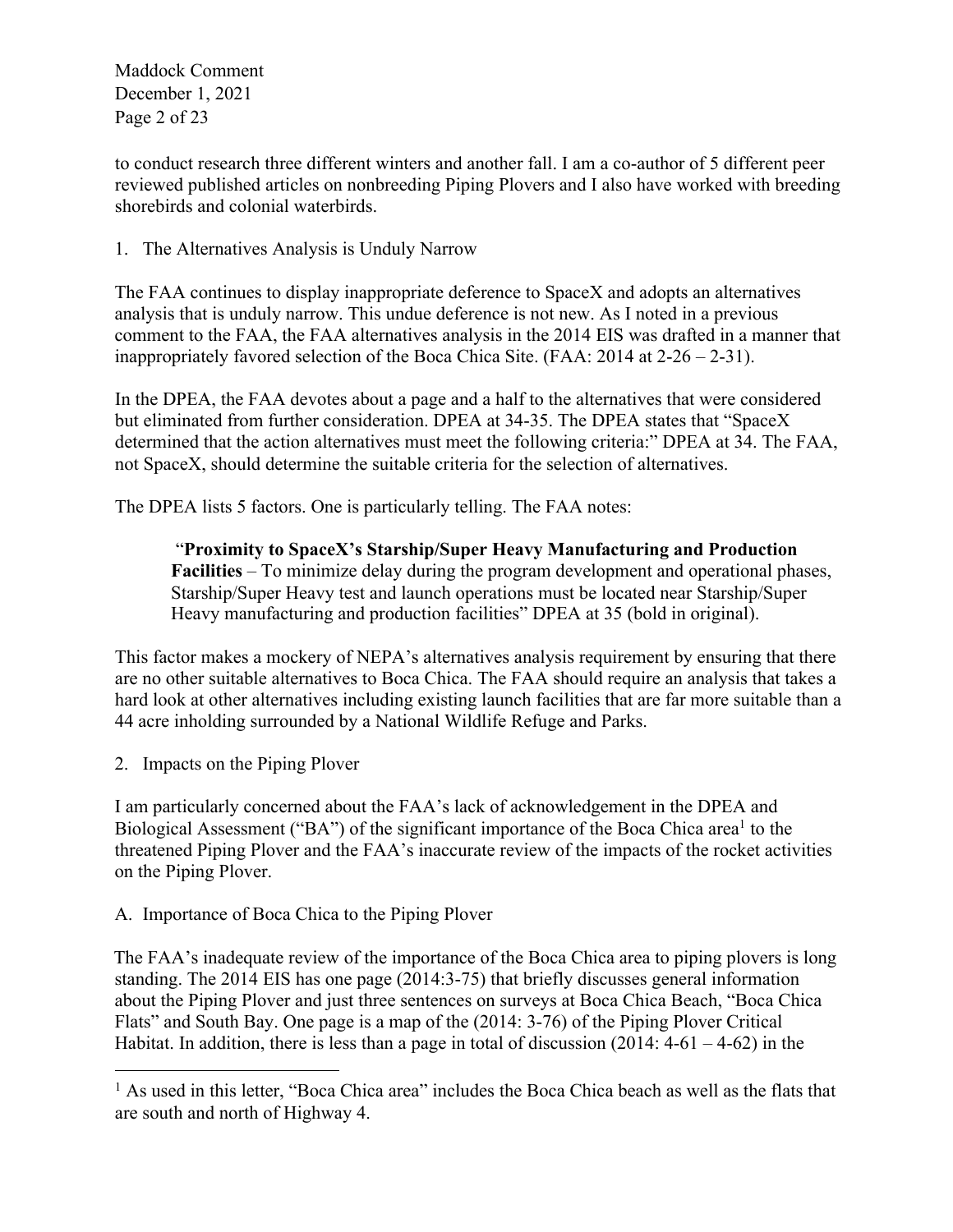to conduct research three different winters and another fall. I am a co-author of 5 different peer reviewed published articles on nonbreeding Piping Plovers and I also have worked with breeding shorebirds and colonial waterbirds.

1. The Alternatives Analysis is Unduly Narrow

The FAA continues to display inappropriate deference to SpaceX and adopts an alternatives analysis that is unduly narrow. This undue deference is not new. As I noted in a previous comment to the FAA, the FAA alternatives analysis in the 2014 EIS was drafted in a manner that inappropriately favored selection of the Boca Chica Site. (FAA: 2014 at 2-26 – 2-31).

In the DPEA, the FAA devotes about a page and a half to the alternatives that were considered but eliminated from further consideration. DPEA at 34-35. The DPEA states that "SpaceX determined that the action alternatives must meet the following criteria:" DPEA at 34. The FAA, not SpaceX, should determine the suitable criteria for the selection of alternatives.

The DPEA lists 5 factors. One is particularly telling. The FAA notes:

> "**Proximity to SpaceX's Starship/Super Heavy Manufacturing and Production Facilities** – To minimize delay during the program development and operational phases, Starship/Super Heavy test and launch operations must be located near Starship/Super Heavy manufacturing and production facilities" DPEA at 35 (bold in original).

This factor makes a mockery of NEPA's alternatives analysis requirement by ensuring that there are no other suitable alternatives to Boca Chica. The FAA should require an analysis that takes a hard look at other alternatives including existing launch facilities that are far more suitable than a 44 acre inholding surrounded by a National Wildlife Refuge and Parks.

2. Impacts on the Piping Plover

I am particularly concerned about the FAA's lack of acknowledgement in the DPEA and Biological Assessment ("BA") of the significant importance of the Boca Chica area[1] to the threatened Piping Plover and the FAA's inaccurate review of the impacts of the rocket activities on the Piping Plover.

A. Importance of Boca Chica to the Piping Plover

The FAA's inadequate review of the importance of the Boca Chica area to piping plovers is long standing. The 2014 EIS has one page (2014:3-75) that briefly discusses general information about the Piping Plover and just three sentences on surveys at Boca Chica Beach, "Boca Chica Flats" and South Bay. One page is a map of the (2014: 3-76) of the Piping Plover Critical Habitat. In addition, there is less than a page in total of discussion (2014: 4-61 – 4-62) in the

---

[1] As used in this letter, "Boca Chica area" includes the Boca Chica beach as well as the flats that are south and north of Highway 4.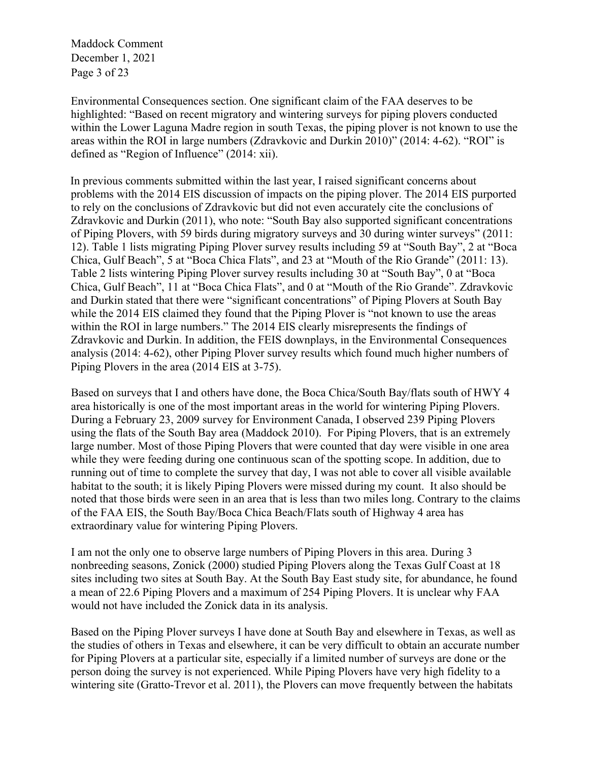Environmental Consequences section. One significant claim of the FAA deserves to be highlighted: "Based on recent migratory and wintering surveys for piping plovers conducted within the Lower Laguna Madre region in south Texas, the piping plover is not known to use the areas within the ROI in large numbers (Zdravkovic and Durkin 2010)" (2014: 4-62). "ROI" is defined as "Region of Influence" (2014: xii).

In previous comments submitted within the last year, I raised significant concerns about problems with the 2014 EIS discussion of impacts on the piping plover. The 2014 EIS purported to rely on the conclusions of Zdravkovic but did not even accurately cite the conclusions of Zdravkovic and Durkin (2011), who note: "South Bay also supported significant concentrations of Piping Plovers, with 59 birds during migratory surveys and 30 during winter surveys" (2011: 12). Table 1 lists migrating Piping Plover survey results including 59 at "South Bay", 2 at "Boca Chica, Gulf Beach", 5 at "Boca Chica Flats", and 23 at "Mouth of the Rio Grande" (2011: 13). Table 2 lists wintering Piping Plover survey results including 30 at "South Bay", 0 at "Boca Chica, Gulf Beach", 11 at "Boca Chica Flats", and 0 at "Mouth of the Rio Grande". Zdravkovic and Durkin stated that there were "significant concentrations" of Piping Plovers at South Bay while the 2014 EIS claimed they found that the Piping Plover is "not known to use the areas within the ROI in large numbers." The 2014 EIS clearly misrepresents the findings of Zdravkovic and Durkin. In addition, the FEIS downplays, in the Environmental Consequences analysis (2014: 4-62), other Piping Plover survey results which found much higher numbers of Piping Plovers in the area (2014 EIS at 3-75).

Based on surveys that I and others have done, the Boca Chica/South Bay/flats south of HWY 4 area historically is one of the most important areas in the world for wintering Piping Plovers. During a February 23, 2009 survey for Environment Canada, I observed 239 Piping Plovers using the flats of the South Bay area (Maddock 2010). For Piping Plovers, that is an extremely large number. Most of those Piping Plovers that were counted that day were visible in one area while they were feeding during one continuous scan of the spotting scope. In addition, due to running out of time to complete the survey that day, I was not able to cover all visible available habitat to the south; it is likely Piping Plovers were missed during my count. It also should be noted that those birds were seen in an area that is less than two miles long. Contrary to the claims of the FAA EIS, the South Bay/Boca Chica Beach/Flats south of Highway 4 area has extraordinary value for wintering Piping Plovers.

I am not the only one to observe large numbers of Piping Plovers in this area. During 3 nonbreeding seasons, Zonick (2000) studied Piping Plovers along the Texas Gulf Coast at 18 sites including two sites at South Bay. At the South Bay East study site, for abundance, he found a mean of 22.6 Piping Plovers and a maximum of 254 Piping Plovers. It is unclear why FAA would not have included the Zonick data in its analysis.

Based on the Piping Plover surveys I have done at South Bay and elsewhere in Texas, as well as the studies of others in Texas and elsewhere, it can be very difficult to obtain an accurate number for Piping Plovers at a particular site, especially if a limited number of surveys are done or the person doing the survey is not experienced. While Piping Plovers have very high fidelity to a wintering site (Gratto-Trevor et al. 2011), the Plovers can move frequently between the habitats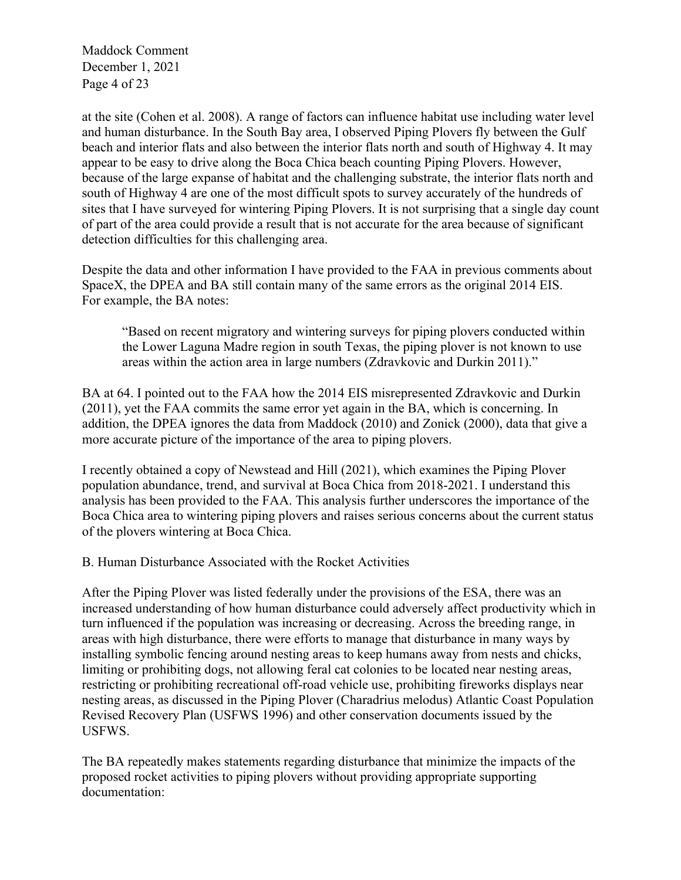at the site (Cohen et al. 2008). A range of factors can influence habitat use including water level and human disturbance. In the South Bay area, I observed Piping Plovers fly between the Gulf beach and interior flats and also between the interior flats north and south of Highway 4. It may appear to be easy to drive along the Boca Chica beach counting Piping Plovers. However, because of the large expanse of habitat and the challenging substrate, the interior flats north and south of Highway 4 are one of the most difficult spots to survey accurately of the hundreds of sites that I have surveyed for wintering Piping Plovers. It is not surprising that a single day count of part of the area could provide a result that is not accurate for the area because of significant detection difficulties for this challenging area.

Despite the data and other information I have provided to the FAA in previous comments about SpaceX, the DPEA and BA still contain many of the same errors as the original 2014 EIS. For example, the BA notes:

> "Based on recent migratory and wintering surveys for piping plovers conducted within the Lower Laguna Madre region in south Texas, the piping plover is not known to use areas within the action area in large numbers (Zdravkovic and Durkin 2011)."

BA at 64. I pointed out to the FAA how the 2014 EIS misrepresented Zdravkovic and Durkin (2011), yet the FAA commits the same error yet again in the BA, which is concerning. In addition, the DPEA ignores the data from Maddock (2010) and Zonick (2000), data that give a more accurate picture of the importance of the area to piping plovers.

I recently obtained a copy of Newstead and Hill (2021), which examines the Piping Plover population abundance, trend, and survival at Boca Chica from 2018-2021. I understand this analysis has been provided to the FAA. This analysis further underscores the importance of the Boca Chica area to wintering piping plovers and raises serious concerns about the current status of the plovers wintering at Boca Chica.

### B. Human Disturbance Associated with the Rocket Activities

After the Piping Plover was listed federally under the provisions of the ESA, there was an increased understanding of how human disturbance could adversely affect productivity which in turn influenced if the population was increasing or decreasing. Across the breeding range, in areas with high disturbance, there were efforts to manage that disturbance in many ways by installing symbolic fencing around nesting areas to keep humans away from nests and chicks, limiting or prohibiting dogs, not allowing feral cat colonies to be located near nesting areas, restricting or prohibiting recreational off-road vehicle use, prohibiting fireworks displays near nesting areas, as discussed in the Piping Plover (Charadrius melodus) Atlantic Coast Population Revised Recovery Plan (USFWS 1996) and other conservation documents issued by the USFWS.

The BA repeatedly makes statements regarding disturbance that minimize the impacts of the proposed rocket activities to piping plovers without providing appropriate supporting documentation: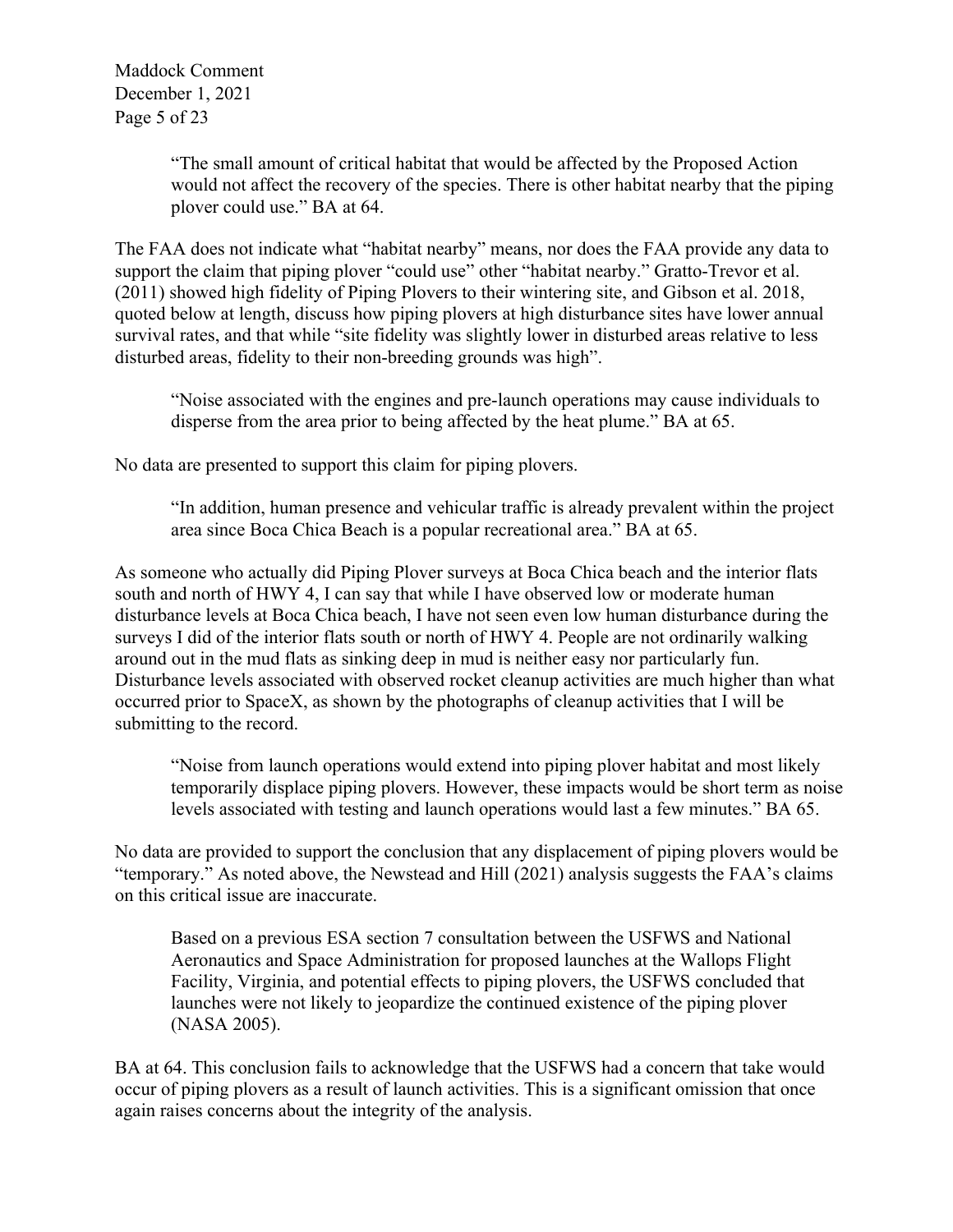> "The small amount of critical habitat that would be affected by the Proposed Action would not affect the recovery of the species. There is other habitat nearby that the piping plover could use." BA at 64.

The FAA does not indicate what "habitat nearby" means, nor does the FAA provide any data to support the claim that piping plover "could use" other "habitat nearby." Gratto-Trevor et al. (2011) showed high fidelity of Piping Plovers to their wintering site, and Gibson et al. 2018, quoted below at length, discuss how piping plovers at high disturbance sites have lower annual survival rates, and that while "site fidelity was slightly lower in disturbed areas relative to less disturbed areas, fidelity to their non-breeding grounds was high".

> "Noise associated with the engines and pre-launch operations may cause individuals to disperse from the area prior to being affected by the heat plume." BA at 65.

No data are presented to support this claim for piping plovers.

> "In addition, human presence and vehicular traffic is already prevalent within the project area since Boca Chica Beach is a popular recreational area." BA at 65.

As someone who actually did Piping Plover surveys at Boca Chica beach and the interior flats south and north of HWY 4, I can say that while I have observed low or moderate human disturbance levels at Boca Chica beach, I have not seen even low human disturbance during the surveys I did of the interior flats south or north of HWY 4. People are not ordinarily walking around out in the mud flats as sinking deep in mud is neither easy nor particularly fun. Disturbance levels associated with observed rocket cleanup activities are much higher than what occurred prior to SpaceX, as shown by the photographs of cleanup activities that I will be submitting to the record.

> "Noise from launch operations would extend into piping plover habitat and most likely temporarily displace piping plovers. However, these impacts would be short term as noise levels associated with testing and launch operations would last a few minutes." BA 65.

No data are provided to support the conclusion that any displacement of piping plovers would be "temporary." As noted above, the Newstead and Hill (2021) analysis suggests the FAA's claims on this critical issue are inaccurate.

> Based on a previous ESA section 7 consultation between the USFWS and National Aeronautics and Space Administration for proposed launches at the Wallops Flight Facility, Virginia, and potential effects to piping plovers, the USFWS concluded that launches were not likely to jeopardize the continued existence of the piping plover (NASA 2005).

BA at 64. This conclusion fails to acknowledge that the USFWS had a concern that take would occur of piping plovers as a result of launch activities. This is a significant omission that once again raises concerns about the integrity of the analysis.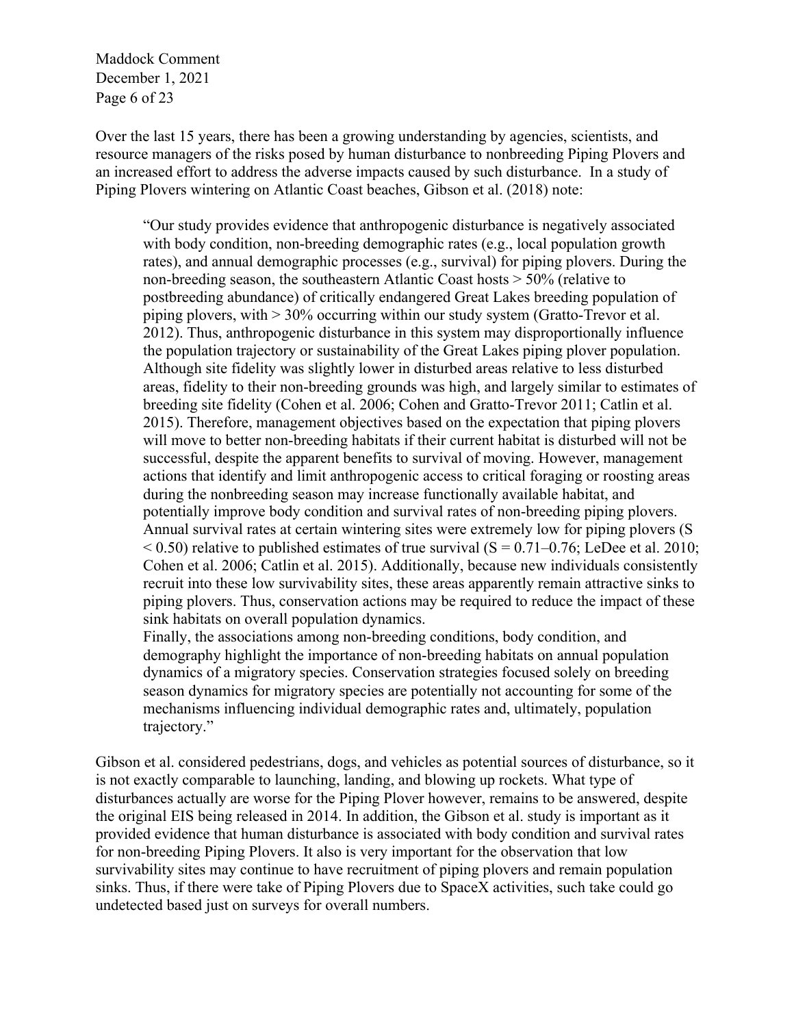Over the last 15 years, there has been a growing understanding by agencies, scientists, and resource managers of the risks posed by human disturbance to nonbreeding Piping Plovers and an increased effort to address the adverse impacts caused by such disturbance. In a study of Piping Plovers wintering on Atlantic Coast beaches, Gibson et al. (2018) note:

> "Our study provides evidence that anthropogenic disturbance is negatively associated with body condition, non-breeding demographic rates (e.g., local population growth rates), and annual demographic processes (e.g., survival) for piping plovers. During the non-breeding season, the southeastern Atlantic Coast hosts > 50% (relative to postbreeding abundance) of critically endangered Great Lakes breeding population of piping plovers, with > 30% occurring within our study system (Gratto-Trevor et al. 2012). Thus, anthropogenic disturbance in this system may disproportionally influence the population trajectory or sustainability of the Great Lakes piping plover population. Although site fidelity was slightly lower in disturbed areas relative to less disturbed areas, fidelity to their non-breeding grounds was high, and largely similar to estimates of breeding site fidelity (Cohen et al. 2006; Cohen and Gratto-Trevor 2011; Catlin et al. 2015). Therefore, management objectives based on the expectation that piping plovers will move to better non-breeding habitats if their current habitat is disturbed will not be successful, despite the apparent benefits to survival of moving. However, management actions that identify and limit anthropogenic access to critical foraging or roosting areas during the nonbreeding season may increase functionally available habitat, and potentially improve body condition and survival rates of non-breeding piping plovers. Annual survival rates at certain wintering sites were extremely low for piping plovers ($S < 0.50$) relative to published estimates of true survival ($S = 0.71$–$0.76$; LeDee et al. 2010; Cohen et al. 2006; Catlin et al. 2015). Additionally, because new individuals consistently recruit into these low survivability sites, these areas apparently remain attractive sinks to piping plovers. Thus, conservation actions may be required to reduce the impact of these sink habitats on overall population dynamics.
> Finally, the associations among non-breeding conditions, body condition, and demography highlight the importance of non-breeding habitats on annual population dynamics of a migratory species. Conservation strategies focused solely on breeding season dynamics for migratory species are potentially not accounting for some of the mechanisms influencing individual demographic rates and, ultimately, population trajectory."

Gibson et al. considered pedestrians, dogs, and vehicles as potential sources of disturbance, so it is not exactly comparable to launching, landing, and blowing up rockets. What type of disturbances actually are worse for the Piping Plover however, remains to be answered, despite the original EIS being released in 2014. In addition, the Gibson et al. study is important as it provided evidence that human disturbance is associated with body condition and survival rates for non-breeding Piping Plovers. It also is very important for the observation that low survivability sites may continue to have recruitment of piping plovers and remain population sinks. Thus, if there were take of Piping Plovers due to SpaceX activities, such take could go undetected based just on surveys for overall numbers.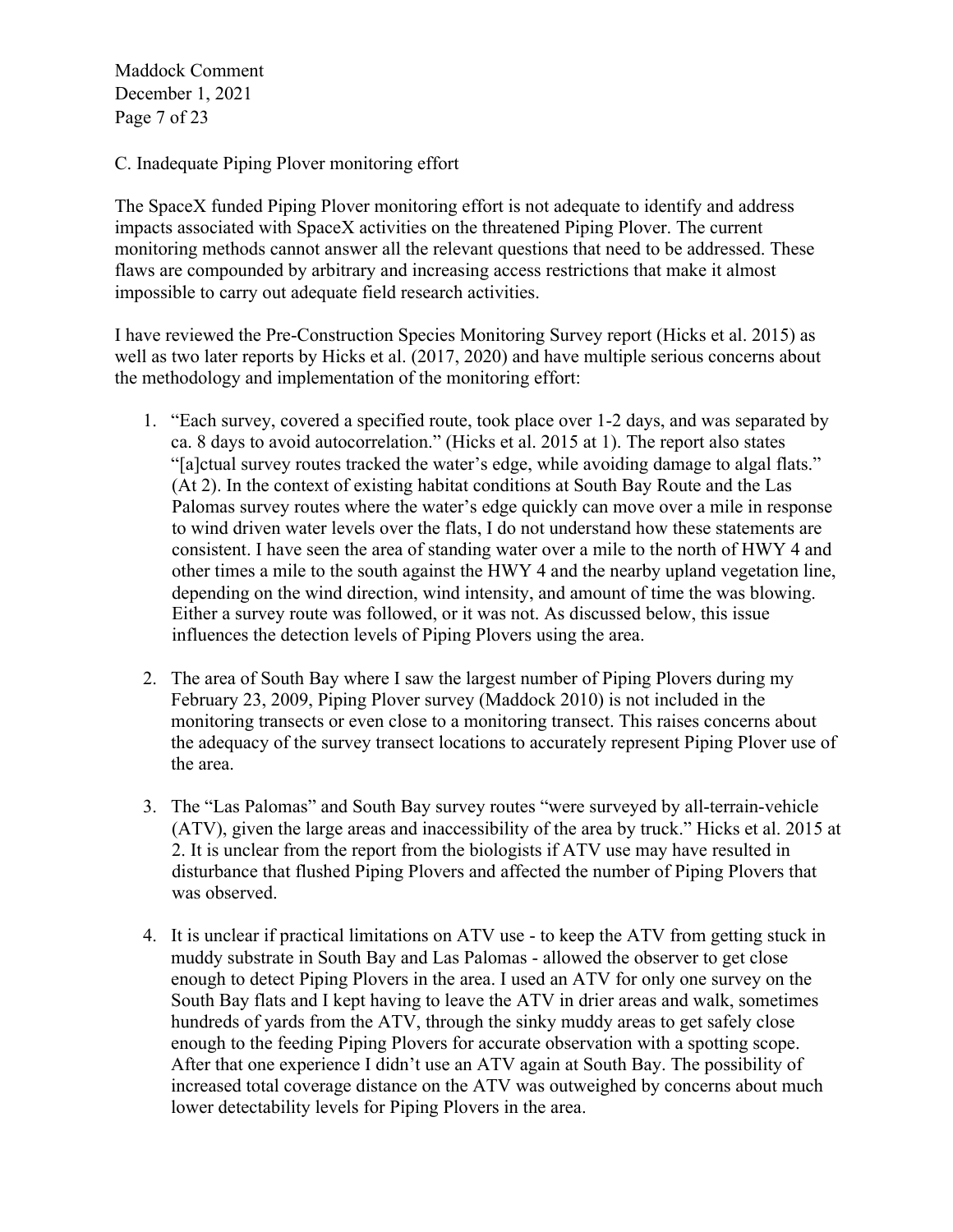## C. Inadequate Piping Plover monitoring effort

The SpaceX funded Piping Plover monitoring effort is not adequate to identify and address impacts associated with SpaceX activities on the threatened Piping Plover. The current monitoring methods cannot answer all the relevant questions that need to be addressed. These flaws are compounded by arbitrary and increasing access restrictions that make it almost impossible to carry out adequate field research activities.

I have reviewed the Pre-Construction Species Monitoring Survey report (Hicks et al. 2015) as well as two later reports by Hicks et al. (2017, 2020) and have multiple serious concerns about the methodology and implementation of the monitoring effort:

1. "Each survey, covered a specified route, took place over 1-2 days, and was separated by ca. 8 days to avoid autocorrelation." (Hicks et al. 2015 at 1). The report also states "[a]ctual survey routes tracked the water's edge, while avoiding damage to algal flats." (At 2). In the context of existing habitat conditions at South Bay Route and the Las Palomas survey routes where the water's edge quickly can move over a mile in response to wind driven water levels over the flats, I do not understand how these statements are consistent. I have seen the area of standing water over a mile to the north of HWY 4 and other times a mile to the south against the HWY 4 and the nearby upland vegetation line, depending on the wind direction, wind intensity, and amount of time the was blowing. Either a survey route was followed, or it was not. As discussed below, this issue influences the detection levels of Piping Plovers using the area.

2. The area of South Bay where I saw the largest number of Piping Plovers during my February 23, 2009, Piping Plover survey (Maddock 2010) is not included in the monitoring transects or even close to a monitoring transect. This raises concerns about the adequacy of the survey transect locations to accurately represent Piping Plover use of the area.

3. The "Las Palomas" and South Bay survey routes "were surveyed by all-terrain-vehicle (ATV), given the large areas and inaccessibility of the area by truck." Hicks et al. 2015 at 2. It is unclear from the report from the biologists if ATV use may have resulted in disturbance that flushed Piping Plovers and affected the number of Piping Plovers that was observed.

4. It is unclear if practical limitations on ATV use - to keep the ATV from getting stuck in muddy substrate in South Bay and Las Palomas - allowed the observer to get close enough to detect Piping Plovers in the area. I used an ATV for only one survey on the South Bay flats and I kept having to leave the ATV in drier areas and walk, sometimes hundreds of yards from the ATV, through the sinky muddy areas to get safely close enough to the feeding Piping Plovers for accurate observation with a spotting scope. After that one experience I didn't use an ATV again at South Bay. The possibility of increased total coverage distance on the ATV was outweighed by concerns about much lower detectability levels for Piping Plovers in the area.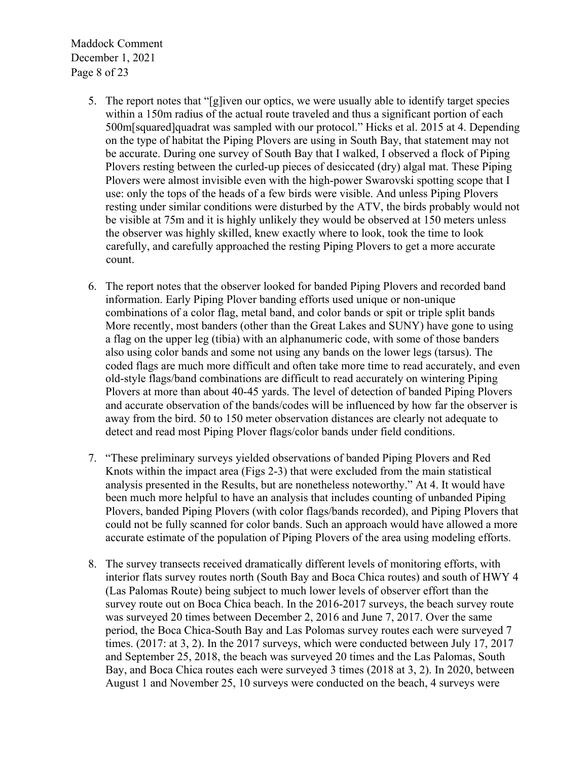5. The report notes that "[g]iven our optics, we were usually able to identify target species within a 150m radius of the actual route traveled and thus a significant portion of each 500m[squared]quadrat was sampled with our protocol." Hicks et al. 2015 at 4. Depending on the type of habitat the Piping Plovers are using in South Bay, that statement may not be accurate. During one survey of South Bay that I walked, I observed a flock of Piping Plovers resting between the curled-up pieces of desiccated (dry) algal mat. These Piping Plovers were almost invisible even with the high-power Swarovski spotting scope that I use: only the tops of the heads of a few birds were visible. And unless Piping Plovers resting under similar conditions were disturbed by the ATV, the birds probably would not be visible at 75m and it is highly unlikely they would be observed at 150 meters unless the observer was highly skilled, knew exactly where to look, took the time to look carefully, and carefully approached the resting Piping Plovers to get a more accurate count.

6. The report notes that the observer looked for banded Piping Plovers and recorded band information. Early Piping Plover banding efforts used unique or non-unique combinations of a color flag, metal band, and color bands or spit or triple split bands More recently, most banders (other than the Great Lakes and SUNY) have gone to using a flag on the upper leg (tibia) with an alphanumeric code, with some of those banders also using color bands and some not using any bands on the lower legs (tarsus). The coded flags are much more difficult and often take more time to read accurately, and even old-style flags/band combinations are difficult to read accurately on wintering Piping Plovers at more than about 40-45 yards. The level of detection of banded Piping Plovers and accurate observation of the bands/codes will be influenced by how far the observer is away from the bird. 50 to 150 meter observation distances are clearly not adequate to detect and read most Piping Plover flags/color bands under field conditions.

7. "These preliminary surveys yielded observations of banded Piping Plovers and Red Knots within the impact area (Figs 2-3) that were excluded from the main statistical analysis presented in the Results, but are nonetheless noteworthy." At 4. It would have been much more helpful to have an analysis that includes counting of unbanded Piping Plovers, banded Piping Plovers (with color flags/bands recorded), and Piping Plovers that could not be fully scanned for color bands. Such an approach would have allowed a more accurate estimate of the population of Piping Plovers of the area using modeling efforts.

8. The survey transects received dramatically different levels of monitoring efforts, with interior flats survey routes north (South Bay and Boca Chica routes) and south of HWY 4 (Las Palomas Route) being subject to much lower levels of observer effort than the survey route out on Boca Chica beach. In the 2016-2017 surveys, the beach survey route was surveyed 20 times between December 2, 2016 and June 7, 2017. Over the same period, the Boca Chica-South Bay and Las Polomas survey routes each were surveyed 7 times. (2017: at 3, 2). In the 2017 surveys, which were conducted between July 17, 2017 and September 25, 2018, the beach was surveyed 20 times and the Las Palomas, South Bay, and Boca Chica routes each were surveyed 3 times (2018 at 3, 2). In 2020, between August 1 and November 25, 10 surveys were conducted on the beach, 4 surveys were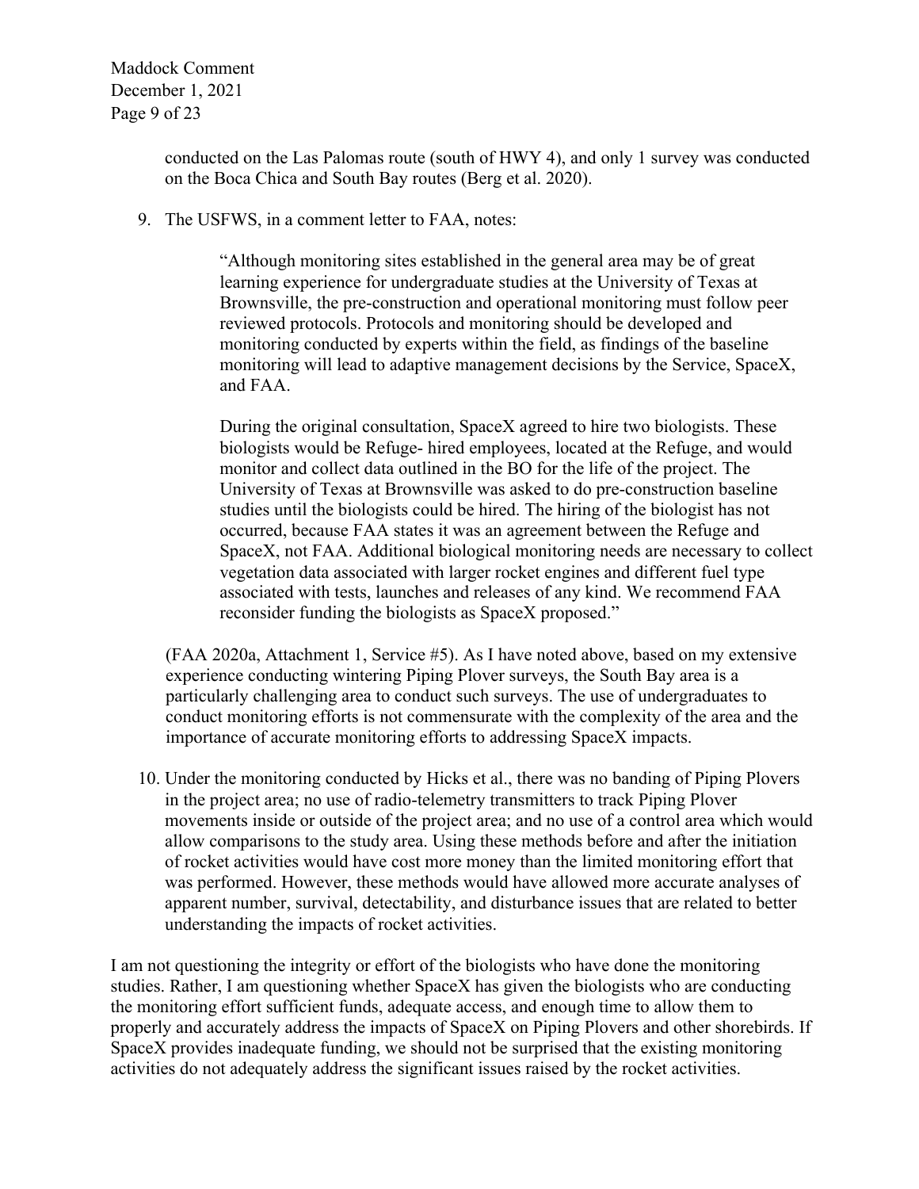conducted on the Las Palomas route (south of HWY 4), and only 1 survey was conducted on the Boca Chica and South Bay routes (Berg et al. 2020).

9. The USFWS, in a comment letter to FAA, notes:

   > "Although monitoring sites established in the general area may be of great learning experience for undergraduate studies at the University of Texas at Brownsville, the pre-construction and operational monitoring must follow peer reviewed protocols. Protocols and monitoring should be developed and monitoring conducted by experts within the field, as findings of the baseline monitoring will lead to adaptive management decisions by the Service, SpaceX, and FAA.
   >
   > During the original consultation, SpaceX agreed to hire two biologists. These biologists would be Refuge- hired employees, located at the Refuge, and would monitor and collect data outlined in the BO for the life of the project. The University of Texas at Brownsville was asked to do pre-construction baseline studies until the biologists could be hired. The hiring of the biologist has not occurred, because FAA states it was an agreement between the Refuge and SpaceX, not FAA. Additional biological monitoring needs are necessary to collect vegetation data associated with larger rocket engines and different fuel type associated with tests, launches and releases of any kind. We recommend FAA reconsider funding the biologists as SpaceX proposed."

   (FAA 2020a, Attachment 1, Service #5). As I have noted above, based on my extensive experience conducting wintering Piping Plover surveys, the South Bay area is a particularly challenging area to conduct such surveys. The use of undergraduates to conduct monitoring efforts is not commensurate with the complexity of the area and the importance of accurate monitoring efforts to addressing SpaceX impacts.

10. Under the monitoring conducted by Hicks et al., there was no banding of Piping Plovers in the project area; no use of radio-telemetry transmitters to track Piping Plover movements inside or outside of the project area; and no use of a control area which would allow comparisons to the study area. Using these methods before and after the initiation of rocket activities would have cost more money than the limited monitoring effort that was performed. However, these methods would have allowed more accurate analyses of apparent number, survival, detectability, and disturbance issues that are related to better understanding the impacts of rocket activities.

I am not questioning the integrity or effort of the biologists who have done the monitoring studies. Rather, I am questioning whether SpaceX has given the biologists who are conducting the monitoring effort sufficient funds, adequate access, and enough time to allow them to properly and accurately address the impacts of SpaceX on Piping Plovers and other shorebirds. If SpaceX provides inadequate funding, we should not be surprised that the existing monitoring activities do not adequately address the significant issues raised by the rocket activities.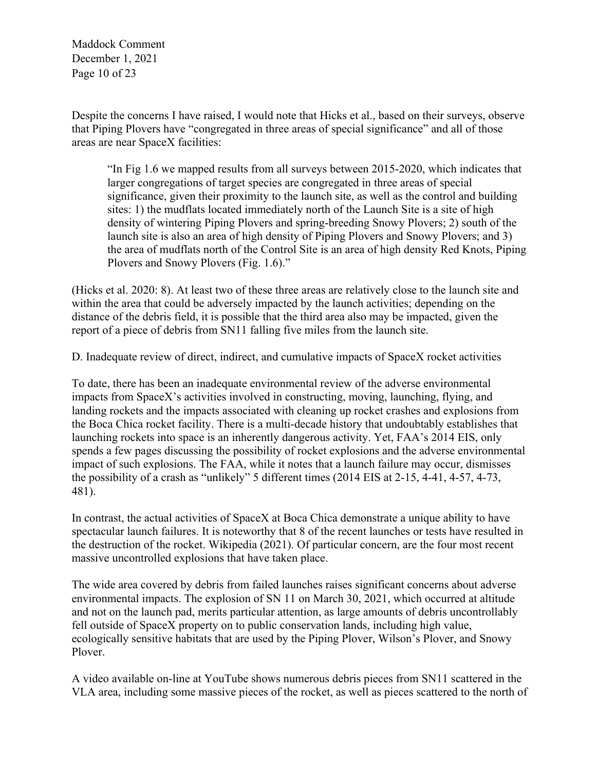Despite the concerns I have raised, I would note that Hicks et al., based on their surveys, observe that Piping Plovers have "congregated in three areas of special significance" and all of those areas are near SpaceX facilities:

> "In Fig 1.6 we mapped results from all surveys between 2015-2020, which indicates that larger congregations of target species are congregated in three areas of special significance, given their proximity to the launch site, as well as the control and building sites: 1) the mudflats located immediately north of the Launch Site is a site of high density of wintering Piping Plovers and spring-breeding Snowy Plovers; 2) south of the launch site is also an area of high density of Piping Plovers and Snowy Plovers; and 3) the area of mudflats north of the Control Site is an area of high density Red Knots, Piping Plovers and Snowy Plovers (Fig. 1.6)."

(Hicks et al. 2020: 8). At least two of these three areas are relatively close to the launch site and within the area that could be adversely impacted by the launch activities; depending on the distance of the debris field, it is possible that the third area also may be impacted, given the report of a piece of debris from SN11 falling five miles from the launch site.

D. Inadequate review of direct, indirect, and cumulative impacts of SpaceX rocket activities

To date, there has been an inadequate environmental review of the adverse environmental impacts from SpaceX's activities involved in constructing, moving, launching, flying, and landing rockets and the impacts associated with cleaning up rocket crashes and explosions from the Boca Chica rocket facility. There is a multi-decade history that undoubtably establishes that launching rockets into space is an inherently dangerous activity. Yet, FAA's 2014 EIS, only spends a few pages discussing the possibility of rocket explosions and the adverse environmental impact of such explosions. The FAA, while it notes that a launch failure may occur, dismisses the possibility of a crash as "unlikely" 5 different times (2014 EIS at 2-15, 4-41, 4-57, 4-73, 481).

In contrast, the actual activities of SpaceX at Boca Chica demonstrate a unique ability to have spectacular launch failures. It is noteworthy that 8 of the recent launches or tests have resulted in the destruction of the rocket. Wikipedia (2021). Of particular concern, are the four most recent massive uncontrolled explosions that have taken place.

The wide area covered by debris from failed launches raises significant concerns about adverse environmental impacts. The explosion of SN 11 on March 30, 2021, which occurred at altitude and not on the launch pad, merits particular attention, as large amounts of debris uncontrollably fell outside of SpaceX property on to public conservation lands, including high value, ecologically sensitive habitats that are used by the Piping Plover, Wilson's Plover, and Snowy Plover.

A video available on-line at YouTube shows numerous debris pieces from SN11 scattered in the VLA area, including some massive pieces of the rocket, as well as pieces scattered to the north of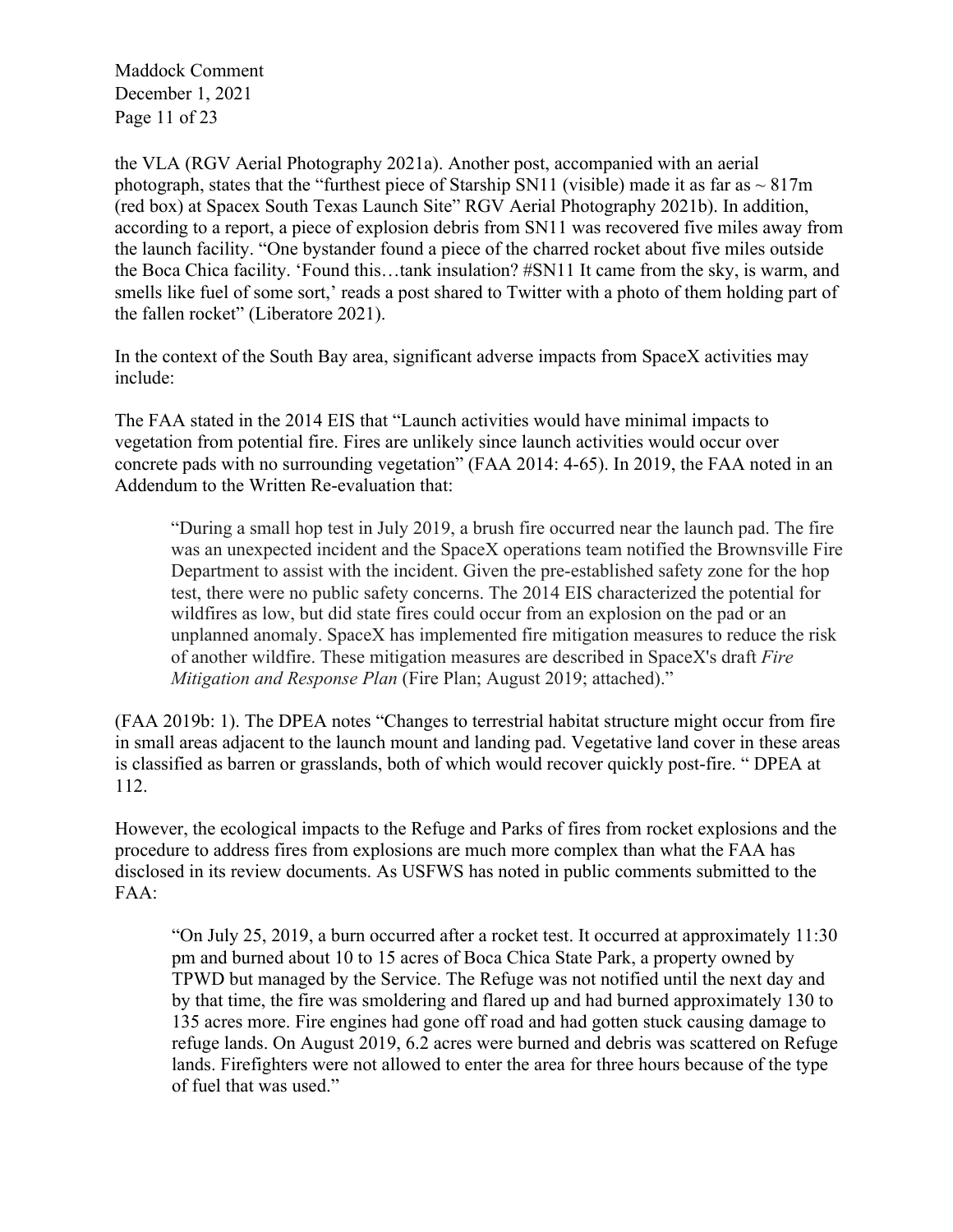the VLA (RGV Aerial Photography 2021a). Another post, accompanied with an aerial photograph, states that the "furthest piece of Starship SN11 (visible) made it as far as ~ 817m (red box) at Spacex South Texas Launch Site" RGV Aerial Photography 2021b). In addition, according to a report, a piece of explosion debris from SN11 was recovered five miles away from the launch facility. "One bystander found a piece of the charred rocket about five miles outside the Boca Chica facility. 'Found this…tank insulation? #SN11 It came from the sky, is warm, and smells like fuel of some sort,' reads a post shared to Twitter with a photo of them holding part of the fallen rocket" (Liberatore 2021).

In the context of the South Bay area, significant adverse impacts from SpaceX activities may include:

The FAA stated in the 2014 EIS that "Launch activities would have minimal impacts to vegetation from potential fire. Fires are unlikely since launch activities would occur over concrete pads with no surrounding vegetation" (FAA 2014: 4-65). In 2019, the FAA noted in an Addendum to the Written Re-evaluation that:

> "During a small hop test in July 2019, a brush fire occurred near the launch pad. The fire was an unexpected incident and the SpaceX operations team notified the Brownsville Fire Department to assist with the incident. Given the pre-established safety zone for the hop test, there were no public safety concerns. The 2014 EIS characterized the potential for wildfires as low, but did state fires could occur from an explosion on the pad or an unplanned anomaly. SpaceX has implemented fire mitigation measures to reduce the risk of another wildfire. These mitigation measures are described in SpaceX's draft *Fire Mitigation and Response Plan* (Fire Plan; August 2019; attached)."

(FAA 2019b: 1). The DPEA notes "Changes to terrestrial habitat structure might occur from fire in small areas adjacent to the launch mount and landing pad. Vegetative land cover in these areas is classified as barren or grasslands, both of which would recover quickly post-fire. " DPEA at 112.

However, the ecological impacts to the Refuge and Parks of fires from rocket explosions and the procedure to address fires from explosions are much more complex than what the FAA has disclosed in its review documents. As USFWS has noted in public comments submitted to the FAA:

> "On July 25, 2019, a burn occurred after a rocket test. It occurred at approximately 11:30 pm and burned about 10 to 15 acres of Boca Chica State Park, a property owned by TPWD but managed by the Service. The Refuge was not notified until the next day and by that time, the fire was smoldering and flared up and had burned approximately 130 to 135 acres more. Fire engines had gone off road and had gotten stuck causing damage to refuge lands. On August 2019, 6.2 acres were burned and debris was scattered on Refuge lands. Firefighters were not allowed to enter the area for three hours because of the type of fuel that was used."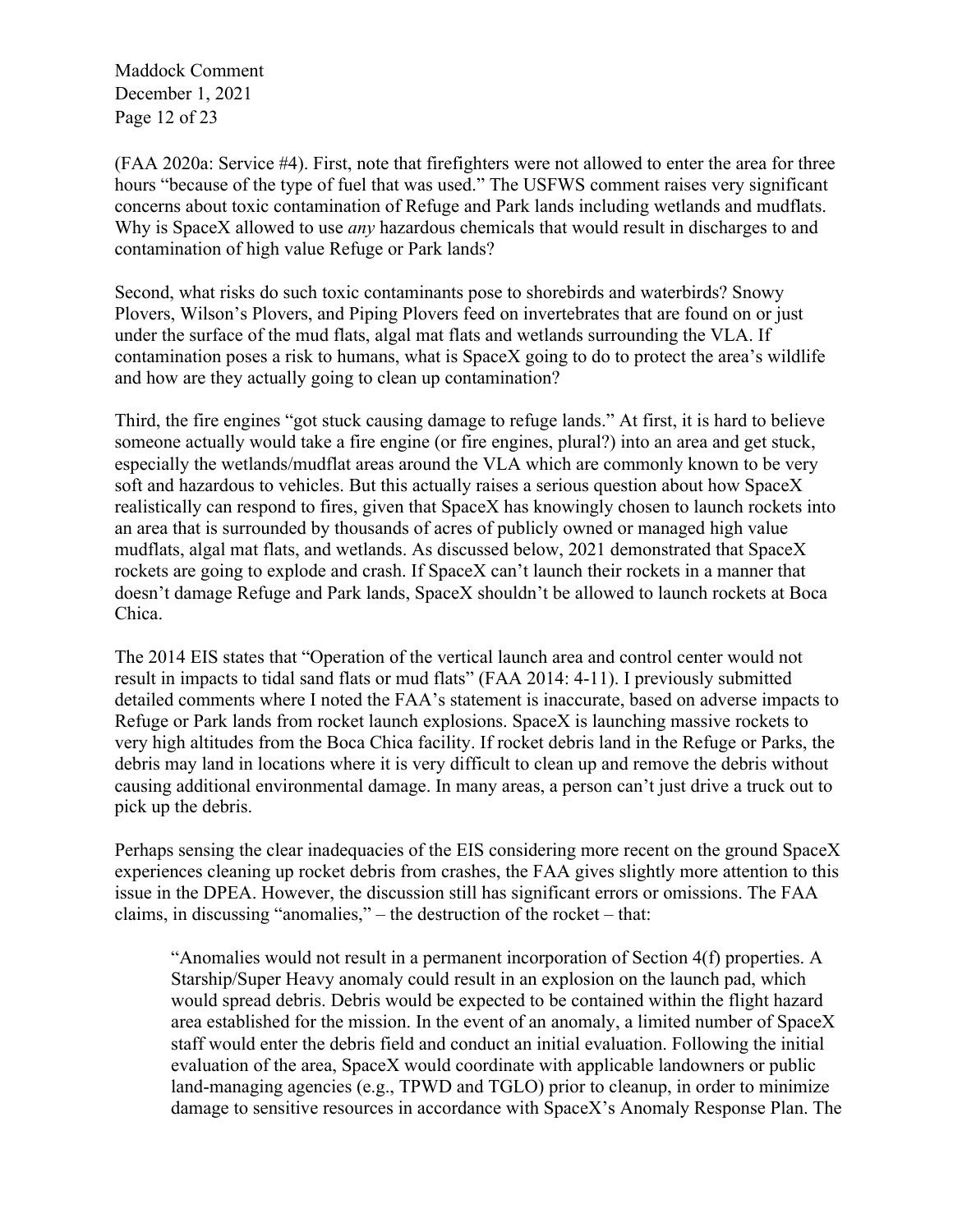(FAA 2020a: Service #4). First, note that firefighters were not allowed to enter the area for three hours "because of the type of fuel that was used." The USFWS comment raises very significant concerns about toxic contamination of Refuge and Park lands including wetlands and mudflats. Why is SpaceX allowed to use *any* hazardous chemicals that would result in discharges to and contamination of high value Refuge or Park lands?

Second, what risks do such toxic contaminants pose to shorebirds and waterbirds? Snowy Plovers, Wilson's Plovers, and Piping Plovers feed on invertebrates that are found on or just under the surface of the mud flats, algal mat flats and wetlands surrounding the VLA. If contamination poses a risk to humans, what is SpaceX going to do to protect the area's wildlife and how are they actually going to clean up contamination?

Third, the fire engines "got stuck causing damage to refuge lands." At first, it is hard to believe someone actually would take a fire engine (or fire engines, plural?) into an area and get stuck, especially the wetlands/mudflat areas around the VLA which are commonly known to be very soft and hazardous to vehicles. But this actually raises a serious question about how SpaceX realistically can respond to fires, given that SpaceX has knowingly chosen to launch rockets into an area that is surrounded by thousands of acres of publicly owned or managed high value mudflats, algal mat flats, and wetlands. As discussed below, 2021 demonstrated that SpaceX rockets are going to explode and crash. If SpaceX can't launch their rockets in a manner that doesn't damage Refuge and Park lands, SpaceX shouldn't be allowed to launch rockets at Boca Chica.

The 2014 EIS states that "Operation of the vertical launch area and control center would not result in impacts to tidal sand flats or mud flats" (FAA 2014: 4-11). I previously submitted detailed comments where I noted the FAA's statement is inaccurate, based on adverse impacts to Refuge or Park lands from rocket launch explosions. SpaceX is launching massive rockets to very high altitudes from the Boca Chica facility. If rocket debris land in the Refuge or Parks, the debris may land in locations where it is very difficult to clean up and remove the debris without causing additional environmental damage. In many areas, a person can't just drive a truck out to pick up the debris.

Perhaps sensing the clear inadequacies of the EIS considering more recent on the ground SpaceX experiences cleaning up rocket debris from crashes, the FAA gives slightly more attention to this issue in the DPEA. However, the discussion still has significant errors or omissions. The FAA claims, in discussing "anomalies," – the destruction of the rocket – that:

> "Anomalies would not result in a permanent incorporation of Section 4(f) properties. A Starship/Super Heavy anomaly could result in an explosion on the launch pad, which would spread debris. Debris would be expected to be contained within the flight hazard area established for the mission. In the event of an anomaly, a limited number of SpaceX staff would enter the debris field and conduct an initial evaluation. Following the initial evaluation of the area, SpaceX would coordinate with applicable landowners or public land-managing agencies (e.g., TPWD and TGLO) prior to cleanup, in order to minimize damage to sensitive resources in accordance with SpaceX's Anomaly Response Plan. The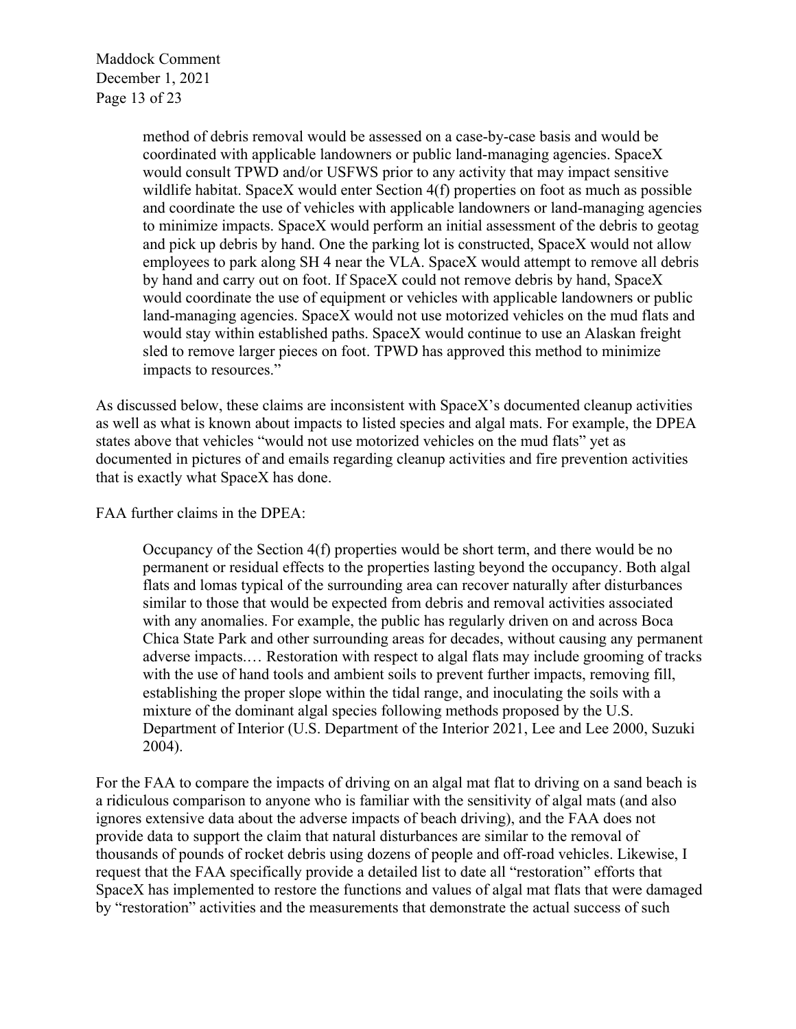> method of debris removal would be assessed on a case-by-case basis and would be coordinated with applicable landowners or public land-managing agencies. SpaceX would consult TPWD and/or USFWS prior to any activity that may impact sensitive wildlife habitat. SpaceX would enter Section 4(f) properties on foot as much as possible and coordinate the use of vehicles with applicable landowners or land-managing agencies to minimize impacts. SpaceX would perform an initial assessment of the debris to geotag and pick up debris by hand. One the parking lot is constructed, SpaceX would not allow employees to park along SH 4 near the VLA. SpaceX would attempt to remove all debris by hand and carry out on foot. If SpaceX could not remove debris by hand, SpaceX would coordinate the use of equipment or vehicles with applicable landowners or public land-managing agencies. SpaceX would not use motorized vehicles on the mud flats and would stay within established paths. SpaceX would continue to use an Alaskan freight sled to remove larger pieces on foot. TPWD has approved this method to minimize impacts to resources."

As discussed below, these claims are inconsistent with SpaceX's documented cleanup activities as well as what is known about impacts to listed species and algal mats. For example, the DPEA states above that vehicles "would not use motorized vehicles on the mud flats" yet as documented in pictures of and emails regarding cleanup activities and fire prevention activities that is exactly what SpaceX has done.

FAA further claims in the DPEA:

> Occupancy of the Section 4(f) properties would be short term, and there would be no permanent or residual effects to the properties lasting beyond the occupancy. Both algal flats and lomas typical of the surrounding area can recover naturally after disturbances similar to those that would be expected from debris and removal activities associated with any anomalies. For example, the public has regularly driven on and across Boca Chica State Park and other surrounding areas for decades, without causing any permanent adverse impacts.… Restoration with respect to algal flats may include grooming of tracks with the use of hand tools and ambient soils to prevent further impacts, removing fill, establishing the proper slope within the tidal range, and inoculating the soils with a mixture of the dominant algal species following methods proposed by the U.S. Department of Interior (U.S. Department of the Interior 2021, Lee and Lee 2000, Suzuki 2004).

For the FAA to compare the impacts of driving on an algal mat flat to driving on a sand beach is a ridiculous comparison to anyone who is familiar with the sensitivity of algal mats (and also ignores extensive data about the adverse impacts of beach driving), and the FAA does not provide data to support the claim that natural disturbances are similar to the removal of thousands of pounds of rocket debris using dozens of people and off-road vehicles. Likewise, I request that the FAA specifically provide a detailed list to date all "restoration" efforts that SpaceX has implemented to restore the functions and values of algal mat flats that were damaged by "restoration" activities and the measurements that demonstrate the actual success of such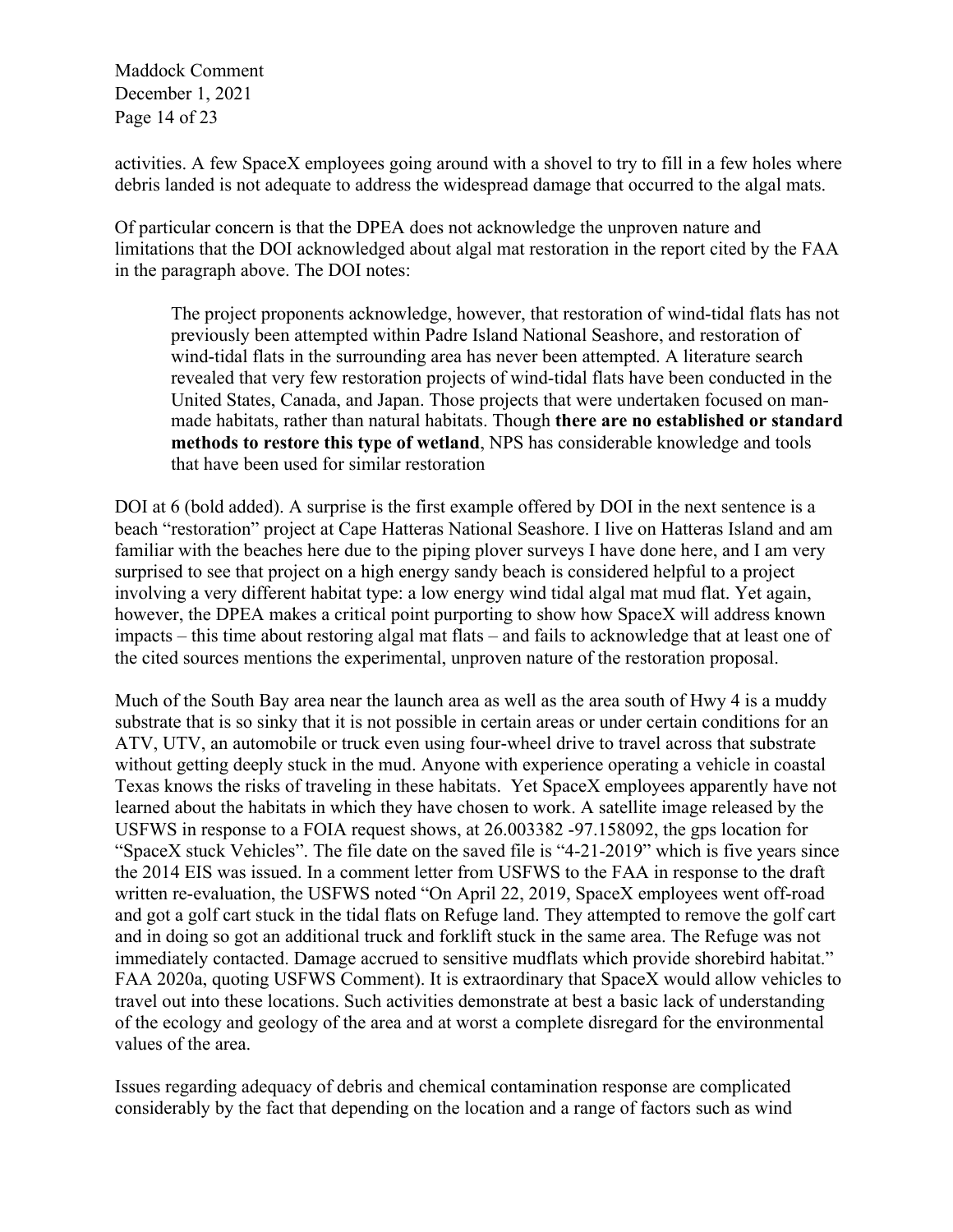activities. A few SpaceX employees going around with a shovel to try to fill in a few holes where debris landed is not adequate to address the widespread damage that occurred to the algal mats.

Of particular concern is that the DPEA does not acknowledge the unproven nature and limitations that the DOI acknowledged about algal mat restoration in the report cited by the FAA in the paragraph above. The DOI notes:

> The project proponents acknowledge, however, that restoration of wind-tidal flats has not previously been attempted within Padre Island National Seashore, and restoration of wind-tidal flats in the surrounding area has never been attempted. A literature search revealed that very few restoration projects of wind-tidal flats have been conducted in the United States, Canada, and Japan. Those projects that were undertaken focused on man-made habitats, rather than natural habitats. Though **there are no established or standard methods to restore this type of wetland**, NPS has considerable knowledge and tools that have been used for similar restoration

DOI at 6 (bold added). A surprise is the first example offered by DOI in the next sentence is a beach "restoration" project at Cape Hatteras National Seashore. I live on Hatteras Island and am familiar with the beaches here due to the piping plover surveys I have done here, and I am very surprised to see that project on a high energy sandy beach is considered helpful to a project involving a very different habitat type: a low energy wind tidal algal mat mud flat. Yet again, however, the DPEA makes a critical point purporting to show how SpaceX will address known impacts – this time about restoring algal mat flats – and fails to acknowledge that at least one of the cited sources mentions the experimental, unproven nature of the restoration proposal.

Much of the South Bay area near the launch area as well as the area south of Hwy 4 is a muddy substrate that is so sinky that it is not possible in certain areas or under certain conditions for an ATV, UTV, an automobile or truck even using four-wheel drive to travel across that substrate without getting deeply stuck in the mud. Anyone with experience operating a vehicle in coastal Texas knows the risks of traveling in these habitats. Yet SpaceX employees apparently have not learned about the habitats in which they have chosen to work. A satellite image released by the USFWS in response to a FOIA request shows, at 26.003382 -97.158092, the gps location for "SpaceX stuck Vehicles". The file date on the saved file is "4-21-2019" which is five years since the 2014 EIS was issued. In a comment letter from USFWS to the FAA in response to the draft written re-evaluation, the USFWS noted "On April 22, 2019, SpaceX employees went off-road and got a golf cart stuck in the tidal flats on Refuge land. They attempted to remove the golf cart and in doing so got an additional truck and forklift stuck in the same area. The Refuge was not immediately contacted. Damage accrued to sensitive mudflats which provide shorebird habitat." FAA 2020a, quoting USFWS Comment). It is extraordinary that SpaceX would allow vehicles to travel out into these locations. Such activities demonstrate at best a basic lack of understanding of the ecology and geology of the area and at worst a complete disregard for the environmental values of the area.

Issues regarding adequacy of debris and chemical contamination response are complicated considerably by the fact that depending on the location and a range of factors such as wind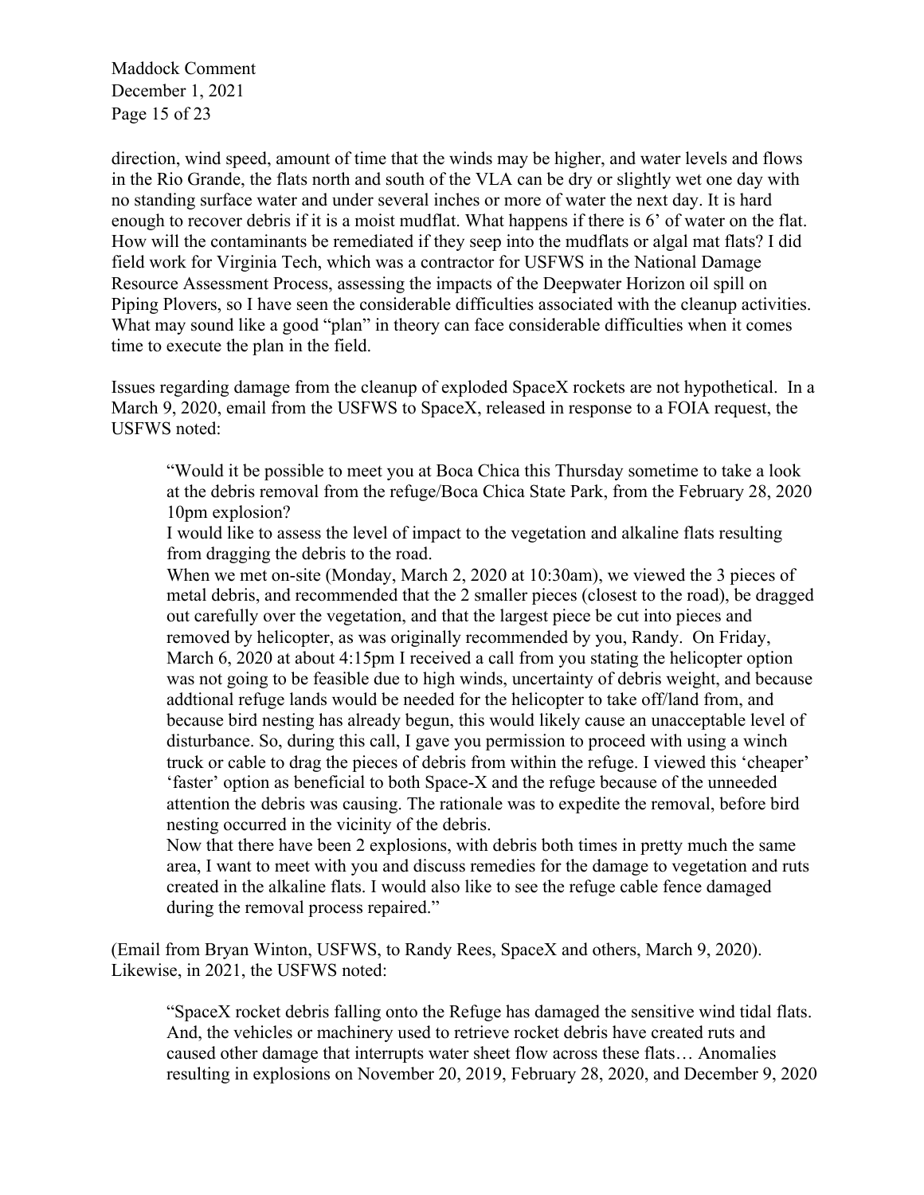direction, wind speed, amount of time that the winds may be higher, and water levels and flows in the Rio Grande, the flats north and south of the VLA can be dry or slightly wet one day with no standing surface water and under several inches or more of water the next day. It is hard enough to recover debris if it is a moist mudflat. What happens if there is 6' of water on the flat. How will the contaminants be remediated if they seep into the mudflats or algal mat flats? I did field work for Virginia Tech, which was a contractor for USFWS in the National Damage Resource Assessment Process, assessing the impacts of the Deepwater Horizon oil spill on Piping Plovers, so I have seen the considerable difficulties associated with the cleanup activities. What may sound like a good "plan" in theory can face considerable difficulties when it comes time to execute the plan in the field.

Issues regarding damage from the cleanup of exploded SpaceX rockets are not hypothetical. In a March 9, 2020, email from the USFWS to SpaceX, released in response to a FOIA request, the USFWS noted:

> "Would it be possible to meet you at Boca Chica this Thursday sometime to take a look at the debris removal from the refuge/Boca Chica State Park, from the February 28, 2020 10pm explosion?
>
> I would like to assess the level of impact to the vegetation and alkaline flats resulting from dragging the debris to the road.
>
> When we met on-site (Monday, March 2, 2020 at 10:30am), we viewed the 3 pieces of metal debris, and recommended that the 2 smaller pieces (closest to the road), be dragged out carefully over the vegetation, and that the largest piece be cut into pieces and removed by helicopter, as was originally recommended by you, Randy. On Friday, March 6, 2020 at about 4:15pm I received a call from you stating the helicopter option was not going to be feasible due to high winds, uncertainty of debris weight, and because addtional refuge lands would be needed for the helicopter to take off/land from, and because bird nesting has already begun, this would likely cause an unacceptable level of disturbance. So, during this call, I gave you permission to proceed with using a winch truck or cable to drag the pieces of debris from within the refuge. I viewed this 'cheaper' 'faster' option as beneficial to both Space-X and the refuge because of the unneeded attention the debris was causing. The rationale was to expedite the removal, before bird nesting occurred in the vicinity of the debris.
>
> Now that there have been 2 explosions, with debris both times in pretty much the same area, I want to meet with you and discuss remedies for the damage to vegetation and ruts created in the alkaline flats. I would also like to see the refuge cable fence damaged during the removal process repaired."

(Email from Bryan Winton, USFWS, to Randy Rees, SpaceX and others, March 9, 2020). Likewise, in 2021, the USFWS noted:

> "SpaceX rocket debris falling onto the Refuge has damaged the sensitive wind tidal flats. And, the vehicles or machinery used to retrieve rocket debris have created ruts and caused other damage that interrupts water sheet flow across these flats… Anomalies resulting in explosions on November 20, 2019, February 28, 2020, and December 9, 2020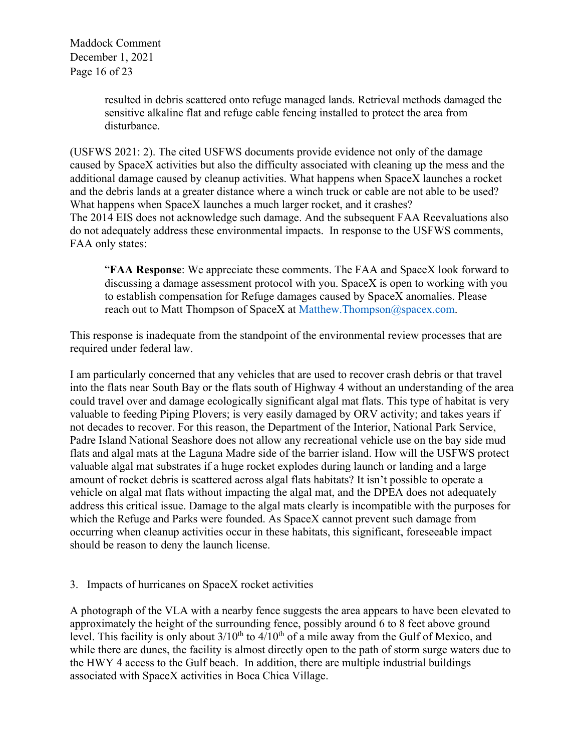> resulted in debris scattered onto refuge managed lands. Retrieval methods damaged the sensitive alkaline flat and refuge cable fencing installed to protect the area from disturbance.

(USFWS 2021: 2). The cited USFWS documents provide evidence not only of the damage caused by SpaceX activities but also the difficulty associated with cleaning up the mess and the additional damage caused by cleanup activities. What happens when SpaceX launches a rocket and the debris lands at a greater distance where a winch truck or cable are not able to be used? What happens when SpaceX launches a much larger rocket, and it crashes?
The 2014 EIS does not acknowledge such damage. And the subsequent FAA Reevaluations also do not adequately address these environmental impacts. In response to the USFWS comments, FAA only states:

> "**FAA Response**: We appreciate these comments. The FAA and SpaceX look forward to discussing a damage assessment protocol with you. SpaceX is open to working with you to establish compensation for Refuge damages caused by SpaceX anomalies. Please reach out to Matt Thompson of SpaceX at Matthew.Thompson@spacex.com.

This response is inadequate from the standpoint of the environmental review processes that are required under federal law.

I am particularly concerned that any vehicles that are used to recover crash debris or that travel into the flats near South Bay or the flats south of Highway 4 without an understanding of the area could travel over and damage ecologically significant algal mat flats. This type of habitat is very valuable to feeding Piping Plovers; is very easily damaged by ORV activity; and takes years if not decades to recover. For this reason, the Department of the Interior, National Park Service, Padre Island National Seashore does not allow any recreational vehicle use on the bay side mud flats and algal mats at the Laguna Madre side of the barrier island. How will the USFWS protect valuable algal mat substrates if a huge rocket explodes during launch or landing and a large amount of rocket debris is scattered across algal flats habitats? It isn't possible to operate a vehicle on algal mat flats without impacting the algal mat, and the DPEA does not adequately address this critical issue. Damage to the algal mats clearly is incompatible with the purposes for which the Refuge and Parks were founded. As SpaceX cannot prevent such damage from occurring when cleanup activities occur in these habitats, this significant, foreseeable impact should be reason to deny the launch license.

3. Impacts of hurricanes on SpaceX rocket activities

A photograph of the VLA with a nearby fence suggests the area appears to have been elevated to approximately the height of the surrounding fence, possibly around 6 to 8 feet above ground level. This facility is only about 3/10th to 4/10th of a mile away from the Gulf of Mexico, and while there are dunes, the facility is almost directly open to the path of storm surge waters due to the HWY 4 access to the Gulf beach. In addition, there are multiple industrial buildings associated with SpaceX activities in Boca Chica Village.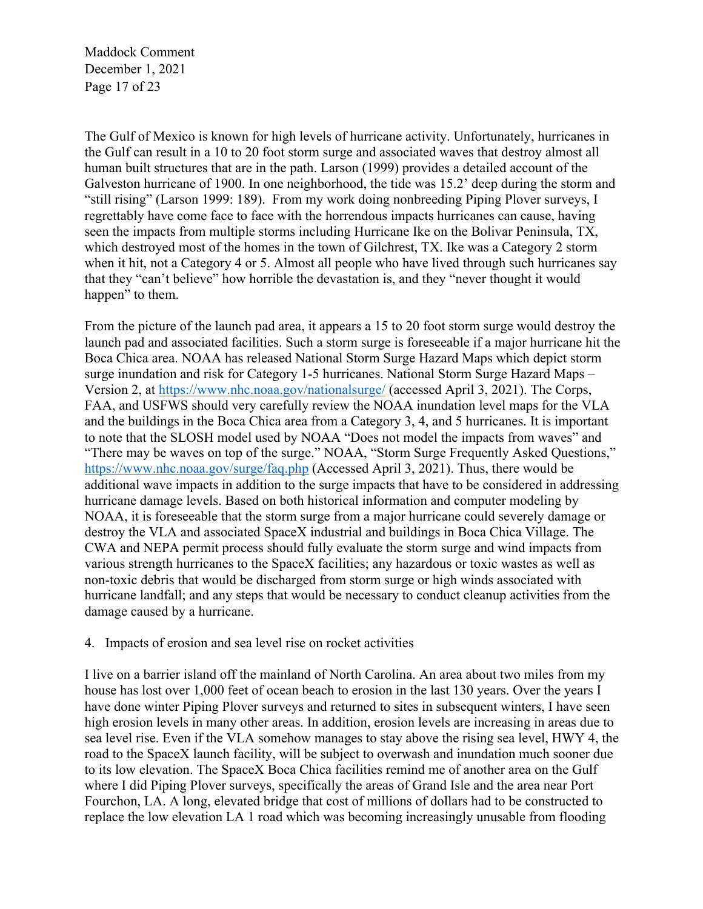The Gulf of Mexico is known for high levels of hurricane activity. Unfortunately, hurricanes in the Gulf can result in a 10 to 20 foot storm surge and associated waves that destroy almost all human built structures that are in the path. Larson (1999) provides a detailed account of the Galveston hurricane of 1900. In one neighborhood, the tide was 15.2' deep during the storm and "still rising" (Larson 1999: 189). From my work doing nonbreeding Piping Plover surveys, I regrettably have come face to face with the horrendous impacts hurricanes can cause, having seen the impacts from multiple storms including Hurricane Ike on the Bolivar Peninsula, TX, which destroyed most of the homes in the town of Gilchrest, TX. Ike was a Category 2 storm when it hit, not a Category 4 or 5. Almost all people who have lived through such hurricanes say that they "can't believe" how horrible the devastation is, and they "never thought it would happen" to them.

From the picture of the launch pad area, it appears a 15 to 20 foot storm surge would destroy the launch pad and associated facilities. Such a storm surge is foreseeable if a major hurricane hit the Boca Chica area. NOAA has released National Storm Surge Hazard Maps which depict storm surge inundation and risk for Category 1-5 hurricanes. National Storm Surge Hazard Maps – Version 2, at https://www.nhc.noaa.gov/nationalsurge/ (accessed April 3, 2021). The Corps, FAA, and USFWS should very carefully review the NOAA inundation level maps for the VLA and the buildings in the Boca Chica area from a Category 3, 4, and 5 hurricanes. It is important to note that the SLOSH model used by NOAA "Does not model the impacts from waves" and "There may be waves on top of the surge." NOAA, "Storm Surge Frequently Asked Questions," https://www.nhc.noaa.gov/surge/faq.php (Accessed April 3, 2021). Thus, there would be additional wave impacts in addition to the surge impacts that have to be considered in addressing hurricane damage levels. Based on both historical information and computer modeling by NOAA, it is foreseeable that the storm surge from a major hurricane could severely damage or destroy the VLA and associated SpaceX industrial and buildings in Boca Chica Village. The CWA and NEPA permit process should fully evaluate the storm surge and wind impacts from various strength hurricanes to the SpaceX facilities; any hazardous or toxic wastes as well as non-toxic debris that would be discharged from storm surge or high winds associated with hurricane landfall; and any steps that would be necessary to conduct cleanup activities from the damage caused by a hurricane.

4. Impacts of erosion and sea level rise on rocket activities

I live on a barrier island off the mainland of North Carolina. An area about two miles from my house has lost over 1,000 feet of ocean beach to erosion in the last 130 years. Over the years I have done winter Piping Plover surveys and returned to sites in subsequent winters, I have seen high erosion levels in many other areas. In addition, erosion levels are increasing in areas due to sea level rise. Even if the VLA somehow manages to stay above the rising sea level, HWY 4, the road to the SpaceX launch facility, will be subject to overwash and inundation much sooner due to its low elevation. The SpaceX Boca Chica facilities remind me of another area on the Gulf where I did Piping Plover surveys, specifically the areas of Grand Isle and the area near Port Fourchon, LA. A long, elevated bridge that cost of millions of dollars had to be constructed to replace the low elevation LA 1 road which was becoming increasingly unusable from flooding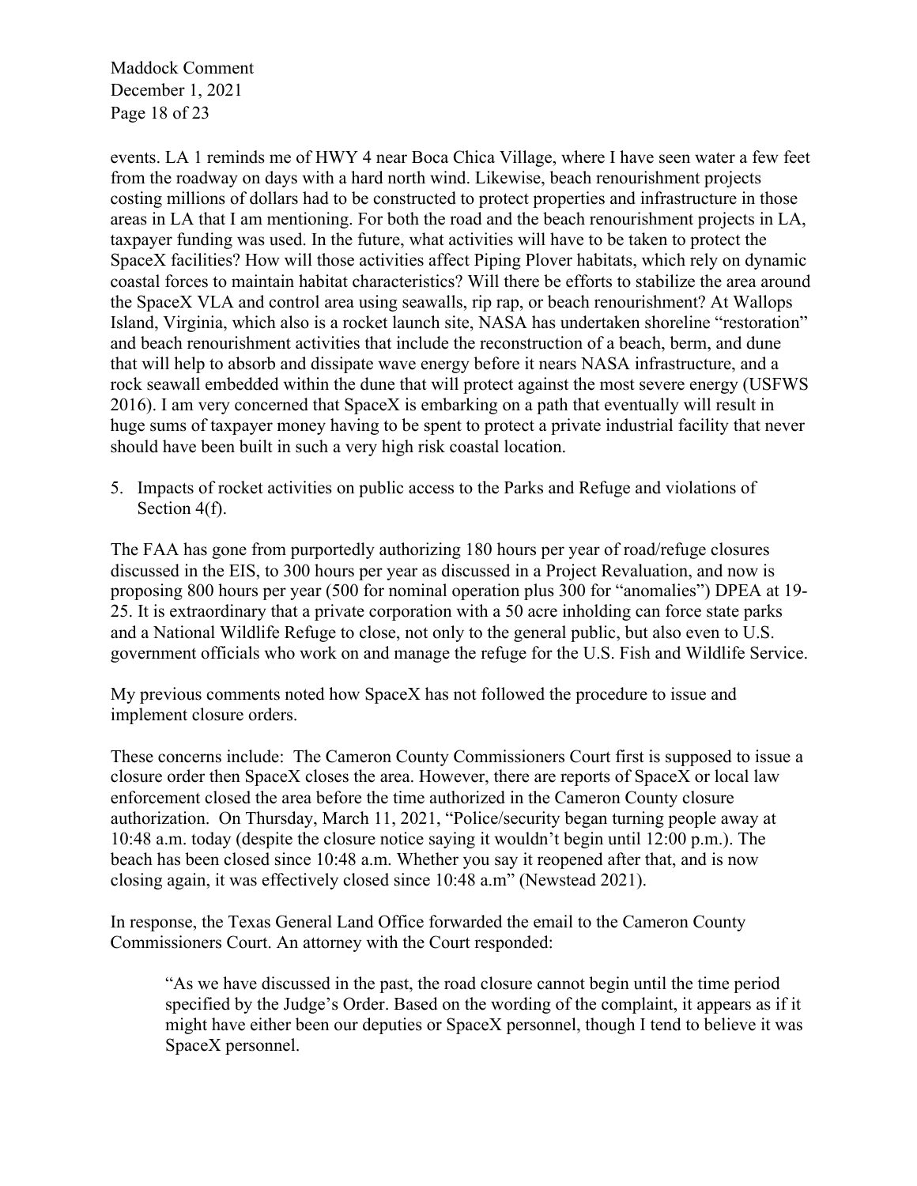events. LA 1 reminds me of HWY 4 near Boca Chica Village, where I have seen water a few feet from the roadway on days with a hard north wind. Likewise, beach renourishment projects costing millions of dollars had to be constructed to protect properties and infrastructure in those areas in LA that I am mentioning. For both the road and the beach renourishment projects in LA, taxpayer funding was used. In the future, what activities will have to be taken to protect the SpaceX facilities? How will those activities affect Piping Plover habitats, which rely on dynamic coastal forces to maintain habitat characteristics? Will there be efforts to stabilize the area around the SpaceX VLA and control area using seawalls, rip rap, or beach renourishment? At Wallops Island, Virginia, which also is a rocket launch site, NASA has undertaken shoreline "restoration" and beach renourishment activities that include the reconstruction of a beach, berm, and dune that will help to absorb and dissipate wave energy before it nears NASA infrastructure, and a rock seawall embedded within the dune that will protect against the most severe energy (USFWS 2016). I am very concerned that SpaceX is embarking on a path that eventually will result in huge sums of taxpayer money having to be spent to protect a private industrial facility that never should have been built in such a very high risk coastal location.

5. Impacts of rocket activities on public access to the Parks and Refuge and violations of Section 4(f).

The FAA has gone from purportedly authorizing 180 hours per year of road/refuge closures discussed in the EIS, to 300 hours per year as discussed in a Project Revaluation, and now is proposing 800 hours per year (500 for nominal operation plus 300 for "anomalies") DPEA at 19-25. It is extraordinary that a private corporation with a 50 acre inholding can force state parks and a National Wildlife Refuge to close, not only to the general public, but also even to U.S. government officials who work on and manage the refuge for the U.S. Fish and Wildlife Service.

My previous comments noted how SpaceX has not followed the procedure to issue and implement closure orders.

These concerns include: The Cameron County Commissioners Court first is supposed to issue a closure order then SpaceX closes the area. However, there are reports of SpaceX or local law enforcement closed the area before the time authorized in the Cameron County closure authorization. On Thursday, March 11, 2021, "Police/security began turning people away at 10:48 a.m. today (despite the closure notice saying it wouldn't begin until 12:00 p.m.). The beach has been closed since 10:48 a.m. Whether you say it reopened after that, and is now closing again, it was effectively closed since 10:48 a.m" (Newstead 2021).

In response, the Texas General Land Office forwarded the email to the Cameron County Commissioners Court. An attorney with the Court responded:

> "As we have discussed in the past, the road closure cannot begin until the time period specified by the Judge's Order. Based on the wording of the complaint, it appears as if it might have either been our deputies or SpaceX personnel, though I tend to believe it was SpaceX personnel.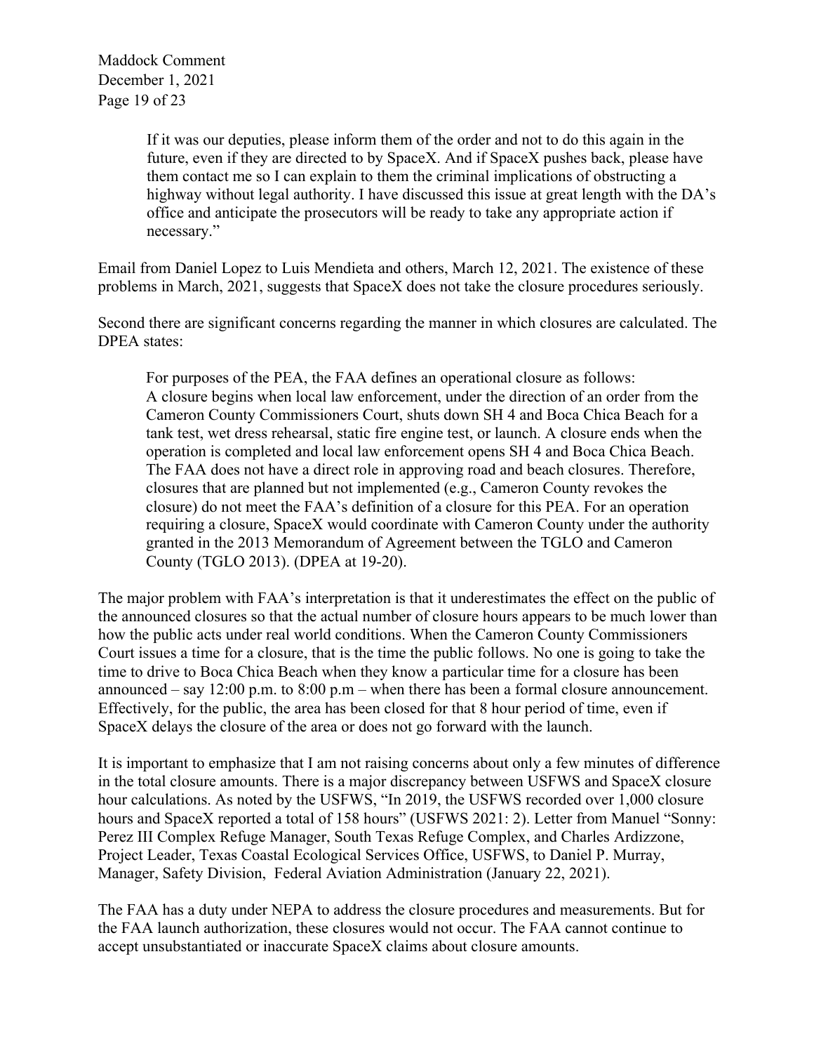> If it was our deputies, please inform them of the order and not to do this again in the future, even if they are directed to by SpaceX. And if SpaceX pushes back, please have them contact me so I can explain to them the criminal implications of obstructing a highway without legal authority. I have discussed this issue at great length with the DA's office and anticipate the prosecutors will be ready to take any appropriate action if necessary."

Email from Daniel Lopez to Luis Mendieta and others, March 12, 2021. The existence of these problems in March, 2021, suggests that SpaceX does not take the closure procedures seriously.

Second there are significant concerns regarding the manner in which closures are calculated. The DPEA states:

> For purposes of the PEA, the FAA defines an operational closure as follows: A closure begins when local law enforcement, under the direction of an order from the Cameron County Commissioners Court, shuts down SH 4 and Boca Chica Beach for a tank test, wet dress rehearsal, static fire engine test, or launch. A closure ends when the operation is completed and local law enforcement opens SH 4 and Boca Chica Beach. The FAA does not have a direct role in approving road and beach closures. Therefore, closures that are planned but not implemented (e.g., Cameron County revokes the closure) do not meet the FAA's definition of a closure for this PEA. For an operation requiring a closure, SpaceX would coordinate with Cameron County under the authority granted in the 2013 Memorandum of Agreement between the TGLO and Cameron County (TGLO 2013). (DPEA at 19-20).

The major problem with FAA's interpretation is that it underestimates the effect on the public of the announced closures so that the actual number of closure hours appears to be much lower than how the public acts under real world conditions. When the Cameron County Commissioners Court issues a time for a closure, that is the time the public follows. No one is going to take the time to drive to Boca Chica Beach when they know a particular time for a closure has been announced – say 12:00 p.m. to 8:00 p.m – when there has been a formal closure announcement. Effectively, for the public, the area has been closed for that 8 hour period of time, even if SpaceX delays the closure of the area or does not go forward with the launch.

It is important to emphasize that I am not raising concerns about only a few minutes of difference in the total closure amounts. There is a major discrepancy between USFWS and SpaceX closure hour calculations. As noted by the USFWS, "In 2019, the USFWS recorded over 1,000 closure hours and SpaceX reported a total of 158 hours" (USFWS 2021: 2). Letter from Manuel "Sonny: Perez III Complex Refuge Manager, South Texas Refuge Complex, and Charles Ardizzone, Project Leader, Texas Coastal Ecological Services Office, USFWS, to Daniel P. Murray, Manager, Safety Division, Federal Aviation Administration (January 22, 2021).

The FAA has a duty under NEPA to address the closure procedures and measurements. But for the FAA launch authorization, these closures would not occur. The FAA cannot continue to accept unsubstantiated or inaccurate SpaceX claims about closure amounts.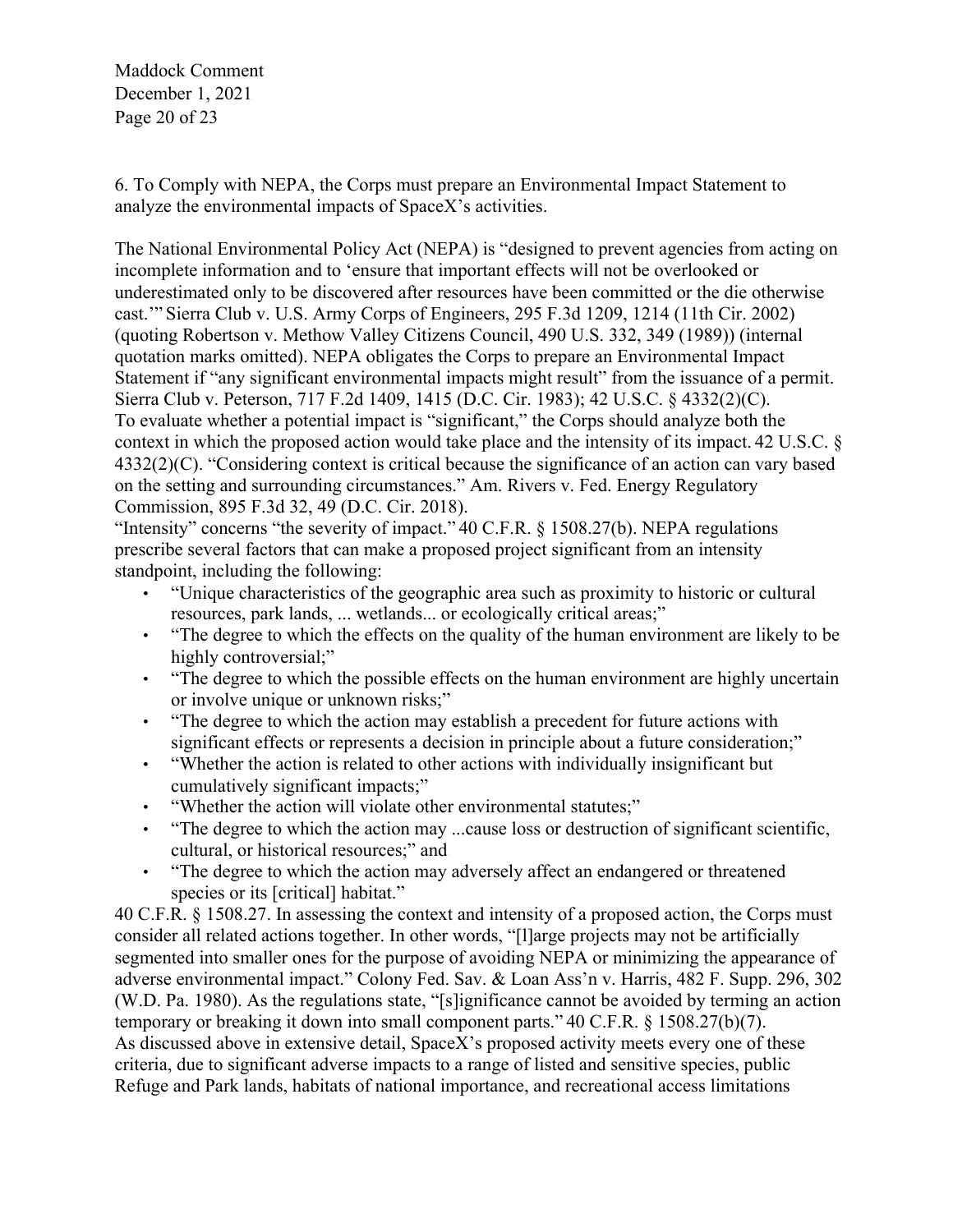6. To Comply with NEPA, the Corps must prepare an Environmental Impact Statement to analyze the environmental impacts of SpaceX's activities.

The National Environmental Policy Act (NEPA) is "designed to prevent agencies from acting on incomplete information and to 'ensure that important effects will not be overlooked or underestimated only to be discovered after resources have been committed or the die otherwise cast.'" Sierra Club v. U.S. Army Corps of Engineers, 295 F.3d 1209, 1214 (11th Cir. 2002) (quoting Robertson v. Methow Valley Citizens Council, 490 U.S. 332, 349 (1989)) (internal quotation marks omitted). NEPA obligates the Corps to prepare an Environmental Impact Statement if "any significant environmental impacts might result" from the issuance of a permit. Sierra Club v. Peterson, 717 F.2d 1409, 1415 (D.C. Cir. 1983); 42 U.S.C. § 4332(2)(C). To evaluate whether a potential impact is "significant," the Corps should analyze both the context in which the proposed action would take place and the intensity of its impact. 42 U.S.C. § 4332(2)(C). "Considering context is critical because the significance of an action can vary based on the setting and surrounding circumstances." Am. Rivers v. Fed. Energy Regulatory Commission, 895 F.3d 32, 49 (D.C. Cir. 2018).

"Intensity" concerns "the severity of impact." 40 C.F.R. § 1508.27(b). NEPA regulations prescribe several factors that can make a proposed project significant from an intensity standpoint, including the following:

- "Unique characteristics of the geographic area such as proximity to historic or cultural resources, park lands, ... wetlands... or ecologically critical areas;"
- "The degree to which the effects on the quality of the human environment are likely to be highly controversial;"
- "The degree to which the possible effects on the human environment are highly uncertain or involve unique or unknown risks;"
- "The degree to which the action may establish a precedent for future actions with significant effects or represents a decision in principle about a future consideration;"
- "Whether the action is related to other actions with individually insignificant but cumulatively significant impacts;"
- "Whether the action will violate other environmental statutes;"
- "The degree to which the action may ...cause loss or destruction of significant scientific, cultural, or historical resources;" and
- "The degree to which the action may adversely affect an endangered or threatened species or its [critical] habitat."

40 C.F.R. § 1508.27. In assessing the context and intensity of a proposed action, the Corps must consider all related actions together. In other words, "[l]arge projects may not be artificially segmented into smaller ones for the purpose of avoiding NEPA or minimizing the appearance of adverse environmental impact." Colony Fed. Sav. & Loan Ass'n v. Harris, 482 F. Supp. 296, 302 (W.D. Pa. 1980). As the regulations state, "[s]ignificance cannot be avoided by terming an action temporary or breaking it down into small component parts." 40 C.F.R. § 1508.27(b)(7).

As discussed above in extensive detail, SpaceX's proposed activity meets every one of these criteria, due to significant adverse impacts to a range of listed and sensitive species, public Refuge and Park lands, habitats of national importance, and recreational access limitations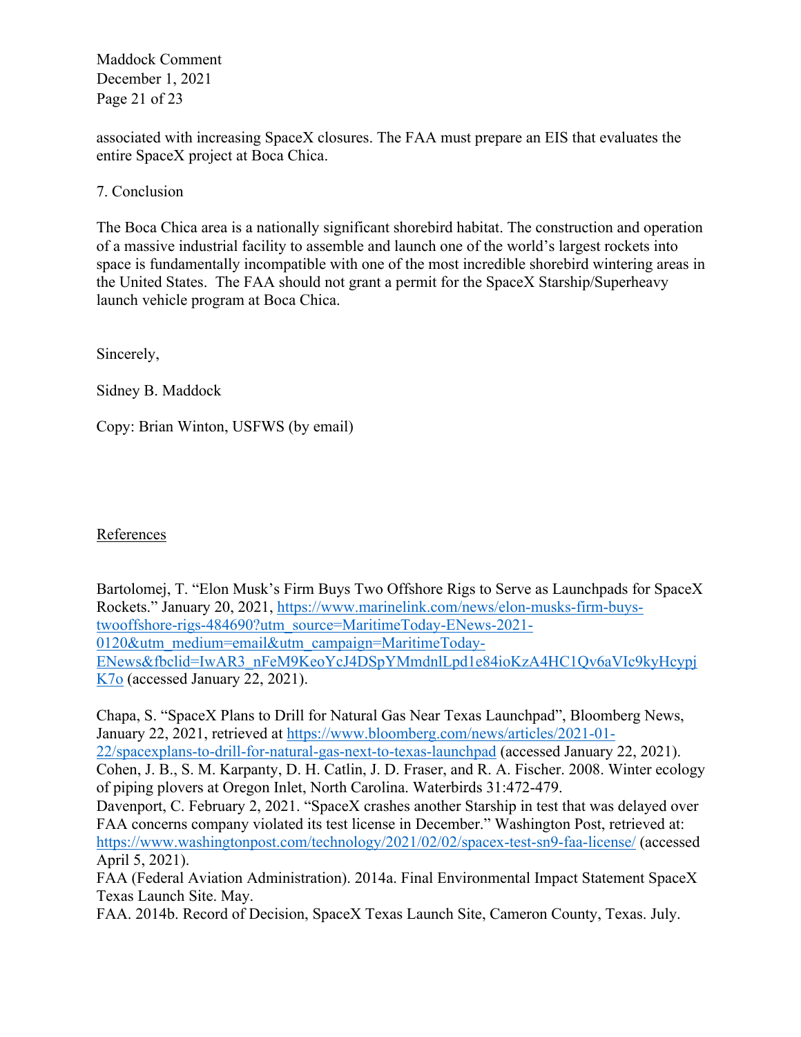associated with increasing SpaceX closures. The FAA must prepare an EIS that evaluates the entire SpaceX project at Boca Chica.

7. Conclusion

The Boca Chica area is a nationally significant shorebird habitat. The construction and operation of a massive industrial facility to assemble and launch one of the world's largest rockets into space is fundamentally incompatible with one of the most incredible shorebird wintering areas in the United States. The FAA should not grant a permit for the SpaceX Starship/Superheavy launch vehicle program at Boca Chica.

Sincerely,

Sidney B. Maddock

Copy: Brian Winton, USFWS (by email)

References

Bartolomej, T. "Elon Musk's Firm Buys Two Offshore Rigs to Serve as Launchpads for SpaceX Rockets." January 20, 2021, https://www.marinelink.com/news/elon-musks-firm-buys-twooffshore-rigs-484690?utm_source=MaritimeToday-ENews-2021-0120&utm_medium=email&utm_campaign=MaritimeToday-ENews&fbclid=IwAR3_nFeM9KeoYcJ4DSpYMmdnlLpd1e84ioKzA4HC1Qv6aVIc9kyHcypjK7o (accessed January 22, 2021).

Chapa, S. "SpaceX Plans to Drill for Natural Gas Near Texas Launchpad", Bloomberg News, January 22, 2021, retrieved at https://www.bloomberg.com/news/articles/2021-01-22/spacexplans-to-drill-for-natural-gas-next-to-texas-launchpad (accessed January 22, 2021).
Cohen, J. B., S. M. Karpanty, D. H. Catlin, J. D. Fraser, and R. A. Fischer. 2008. Winter ecology of piping plovers at Oregon Inlet, North Carolina. Waterbirds 31:472-479.
Davenport, C. February 2, 2021. "SpaceX crashes another Starship in test that was delayed over FAA concerns company violated its test license in December." Washington Post, retrieved at: https://www.washingtonpost.com/technology/2021/02/02/spacex-test-sn9-faa-license/ (accessed April 5, 2021).
FAA (Federal Aviation Administration). 2014a. Final Environmental Impact Statement SpaceX Texas Launch Site. May.
FAA. 2014b. Record of Decision, SpaceX Texas Launch Site, Cameron County, Texas. July.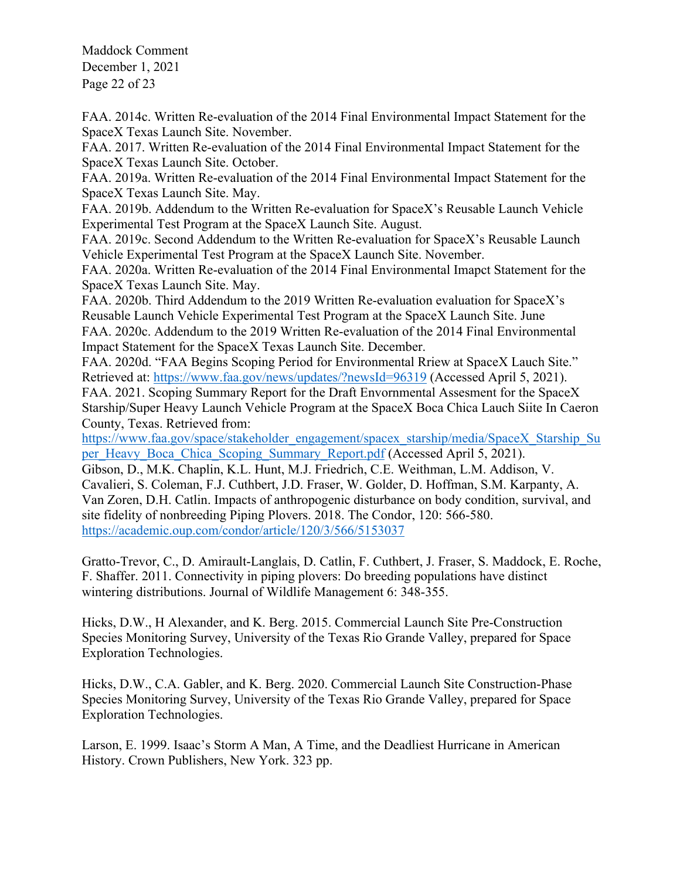FAA. 2014c. Written Re-evaluation of the 2014 Final Environmental Impact Statement for the SpaceX Texas Launch Site. November.

FAA. 2017. Written Re-evaluation of the 2014 Final Environmental Impact Statement for the SpaceX Texas Launch Site. October.

FAA. 2019a. Written Re-evaluation of the 2014 Final Environmental Impact Statement for the SpaceX Texas Launch Site. May.

FAA. 2019b. Addendum to the Written Re-evaluation for SpaceX's Reusable Launch Vehicle Experimental Test Program at the SpaceX Launch Site. August.

FAA. 2019c. Second Addendum to the Written Re-evaluation for SpaceX's Reusable Launch Vehicle Experimental Test Program at the SpaceX Launch Site. November.

FAA. 2020a. Written Re-evaluation of the 2014 Final Environmental Imapct Statement for the SpaceX Texas Launch Site. May.

FAA. 2020b. Third Addendum to the 2019 Written Re-evaluation evaluation for SpaceX's Reusable Launch Vehicle Experimental Test Program at the SpaceX Launch Site. June

FAA. 2020c. Addendum to the 2019 Written Re-evaluation of the 2014 Final Environmental Impact Statement for the SpaceX Texas Launch Site. December.

FAA. 2020d. "FAA Begins Scoping Period for Environmental Rriew at SpaceX Lauch Site." Retrieved at: https://www.faa.gov/news/updates/?newsId=96319 (Accessed April 5, 2021).

FAA. 2021. Scoping Summary Report for the Draft Envornmental Assesment for the SpaceX Starship/Super Heavy Launch Vehicle Program at the SpaceX Boca Chica Lauch Siite In Caeron County, Texas. Retrieved from: https://www.faa.gov/space/stakeholder_engagement/spacex_starship/media/SpaceX_Starship_Super_Heavy_Boca_Chica_Scoping_Summary_Report.pdf (Accessed April 5, 2021).

Gibson, D., M.K. Chaplin, K.L. Hunt, M.J. Friedrich, C.E. Weithman, L.M. Addison, V. Cavalieri, S. Coleman, F.J. Cuthbert, J.D. Fraser, W. Golder, D. Hoffman, S.M. Karpanty, A. Van Zoren, D.H. Catlin. Impacts of anthropogenic disturbance on body condition, survival, and site fidelity of nonbreeding Piping Plovers. 2018. The Condor, 120: 566-580. https://academic.oup.com/condor/article/120/3/566/5153037

Gratto-Trevor, C., D. Amirault-Langlais, D. Catlin, F. Cuthbert, J. Fraser, S. Maddock, E. Roche, F. Shaffer. 2011. Connectivity in piping plovers: Do breeding populations have distinct wintering distributions. Journal of Wildlife Management 6: 348-355.

Hicks, D.W., H Alexander, and K. Berg. 2015. Commercial Launch Site Pre-Construction Species Monitoring Survey, University of the Texas Rio Grande Valley, prepared for Space Exploration Technologies.

Hicks, D.W., C.A. Gabler, and K. Berg. 2020. Commercial Launch Site Construction-Phase Species Monitoring Survey, University of the Texas Rio Grande Valley, prepared for Space Exploration Technologies.

Larson, E. 1999. Isaac's Storm A Man, A Time, and the Deadliest Hurricane in American History. Crown Publishers, New York. 323 pp.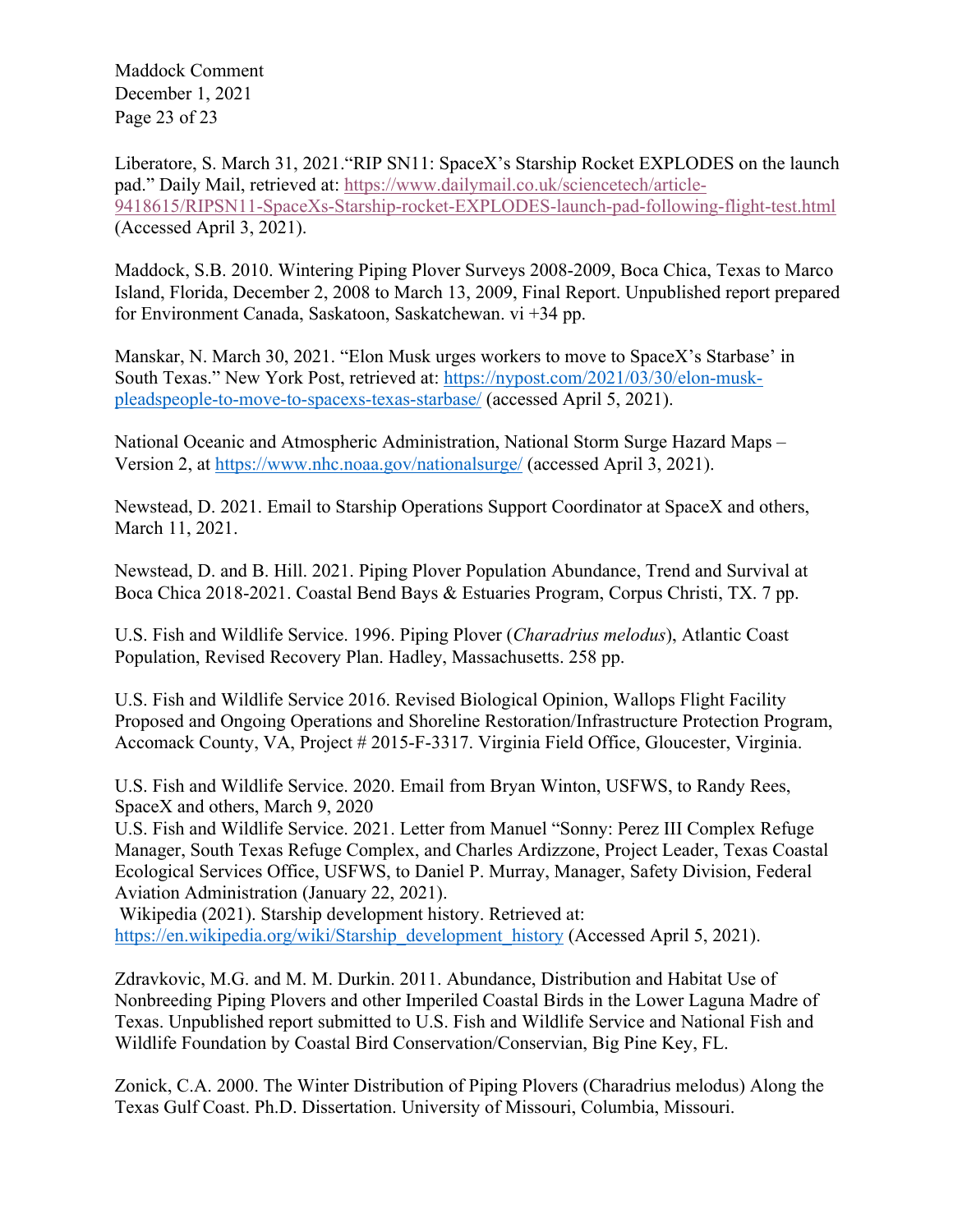Liberatore, S. March 31, 2021.“RIP SN11: SpaceX's Starship Rocket EXPLODES on the launch pad.” Daily Mail, retrieved at: https://www.dailymail.co.uk/sciencetech/article-9418615/RIPSN11-SpaceXs-Starship-rocket-EXPLODES-launch-pad-following-flight-test.html (Accessed April 3, 2021).

Maddock, S.B. 2010. Wintering Piping Plover Surveys 2008-2009, Boca Chica, Texas to Marco Island, Florida, December 2, 2008 to March 13, 2009, Final Report. Unpublished report prepared for Environment Canada, Saskatoon, Saskatchewan. vi +34 pp.

Manskar, N. March 30, 2021. “Elon Musk urges workers to move to SpaceX's Starbase' in South Texas.” New York Post, retrieved at: https://nypost.com/2021/03/30/elon-musk-pleadspeople-to-move-to-spacexs-texas-starbase/ (accessed April 5, 2021).

National Oceanic and Atmospheric Administration, National Storm Surge Hazard Maps – Version 2, at https://www.nhc.noaa.gov/nationalsurge/ (accessed April 3, 2021).

Newstead, D. 2021. Email to Starship Operations Support Coordinator at SpaceX and others, March 11, 2021.

Newstead, D. and B. Hill. 2021. Piping Plover Population Abundance, Trend and Survival at Boca Chica 2018-2021. Coastal Bend Bays & Estuaries Program, Corpus Christi, TX. 7 pp.

U.S. Fish and Wildlife Service. 1996. Piping Plover (*Charadrius melodus*), Atlantic Coast Population, Revised Recovery Plan. Hadley, Massachusetts. 258 pp.

U.S. Fish and Wildlife Service 2016. Revised Biological Opinion, Wallops Flight Facility Proposed and Ongoing Operations and Shoreline Restoration/Infrastructure Protection Program, Accomack County, VA, Project # 2015-F-3317. Virginia Field Office, Gloucester, Virginia.

U.S. Fish and Wildlife Service. 2020. Email from Bryan Winton, USFWS, to Randy Rees, SpaceX and others, March 9, 2020

U.S. Fish and Wildlife Service. 2021. Letter from Manuel “Sonny: Perez III Complex Refuge Manager, South Texas Refuge Complex, and Charles Ardizzone, Project Leader, Texas Coastal Ecological Services Office, USFWS, to Daniel P. Murray, Manager, Safety Division, Federal Aviation Administration (January 22, 2021).

Wikipedia (2021). Starship development history. Retrieved at: https://en.wikipedia.org/wiki/Starship_development_history (Accessed April 5, 2021).

Zdravkovic, M.G. and M. M. Durkin. 2011. Abundance, Distribution and Habitat Use of Nonbreeding Piping Plovers and other Imperiled Coastal Birds in the Lower Laguna Madre of Texas. Unpublished report submitted to U.S. Fish and Wildlife Service and National Fish and Wildlife Foundation by Coastal Bird Conservation/Conservian, Big Pine Key, FL.

Zonick, C.A. 2000. The Winter Distribution of Piping Plovers (Charadrius melodus) Along the Texas Gulf Coast. Ph.D. Dissertation. University of Missouri, Columbia, Missouri.